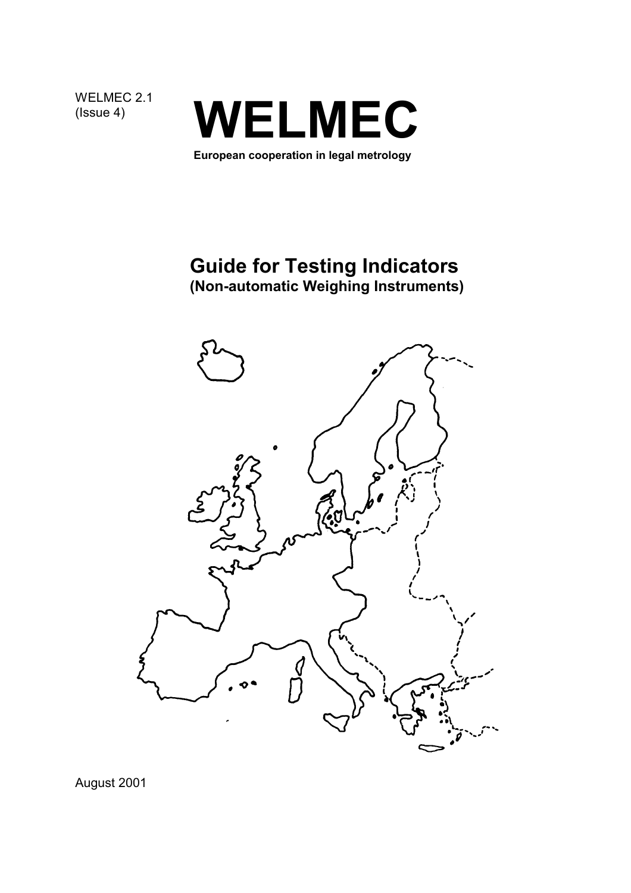WELMEC 2.1
(Issue 4)

# WELMEC

**European cooperation in legal metrology**

## Guide for Testing Indicators
### (Non-automatic Weighing Instruments)

August 2001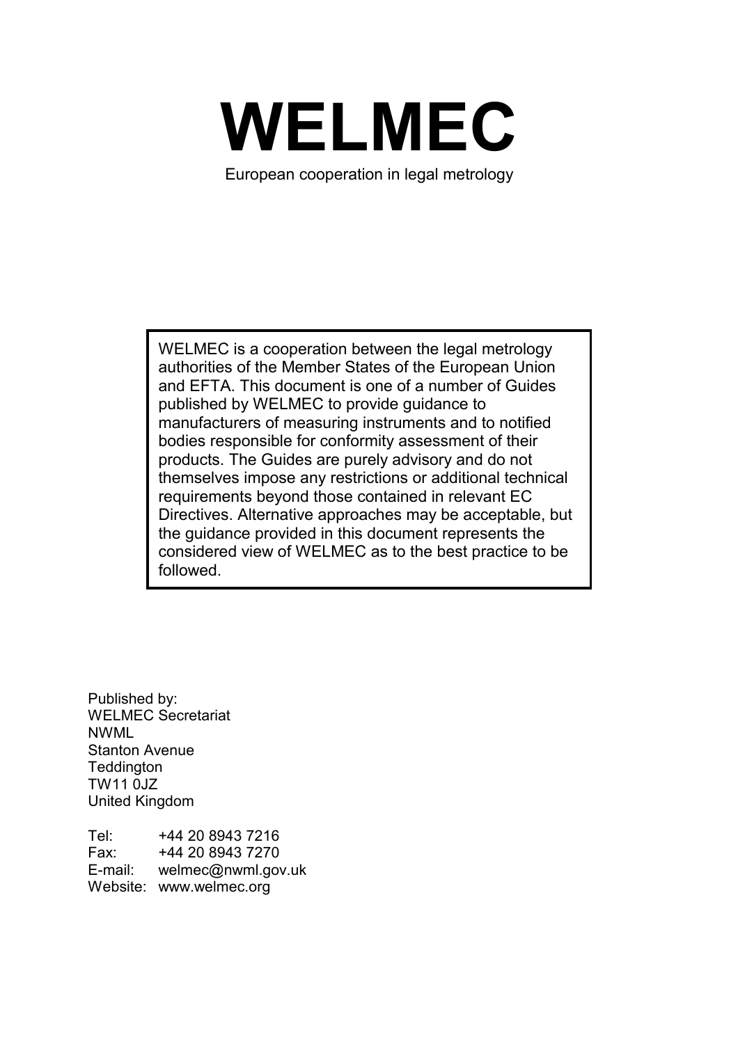# WELMEC

European cooperation in legal metrology

> WELMEC is a cooperation between the legal metrology authorities of the Member States of the European Union and EFTA. This document is one of a number of Guides published by WELMEC to provide guidance to manufacturers of measuring instruments and to notified bodies responsible for conformity assessment of their products. The Guides are purely advisory and do not themselves impose any restrictions or additional technical requirements beyond those contained in relevant EC Directives. Alternative approaches may be acceptable, but the guidance provided in this document represents the considered view of WELMEC as to the best practice to be followed.

Published by:
WELMEC Secretariat
NWML
Stanton Avenue
Teddington
TW11 0JZ
United Kingdom

Tel: +44 20 8943 7216
Fax: +44 20 8943 7270
E-mail: welmec@nwml.gov.uk
Website: www.welmec.org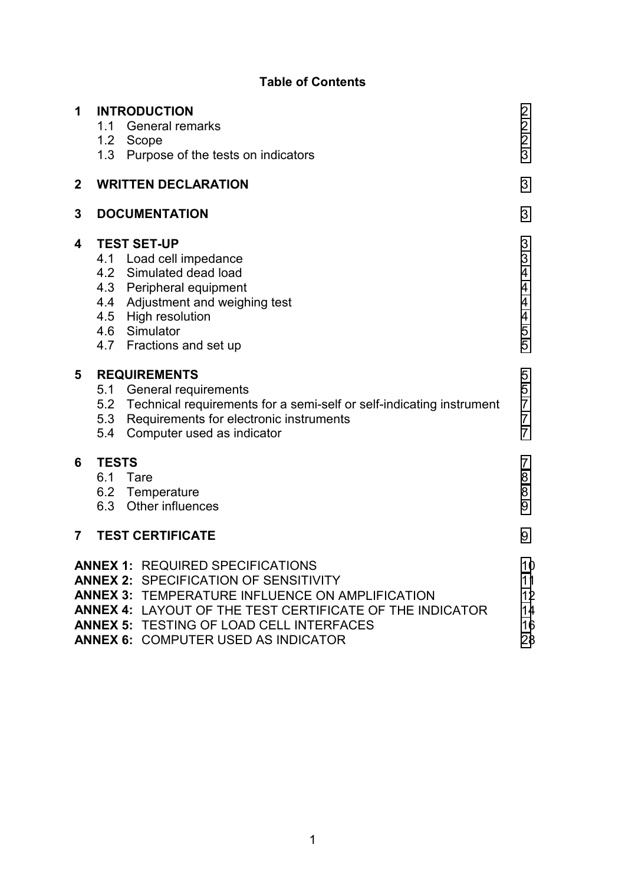**Table of Contents**

| | | |
|---|---|---|
| **1** | **INTRODUCTION** | 2 |
| | 1.1 General remarks | 2 |
| | 1.2 Scope | 2 |
| | 1.3 Purpose of the tests on indicators | 3 |
| **2** | **WRITTEN DECLARATION** | 3 |
| **3** | **DOCUMENTATION** | 3 |
| **4** | **TEST SET-UP** | 3 |
| | 4.1 Load cell impedance | 3 |
| | 4.2 Simulated dead load | 4 |
| | 4.3 Peripheral equipment | 4 |
| | 4.4 Adjustment and weighing test | 4 |
| | 4.5 High resolution | 4 |
| | 4.6 Simulator | 5 |
| | 4.7 Fractions and set up | 5 |
| **5** | **REQUIREMENTS** | 5 |
| | 5.1 General requirements | 5 |
| | 5.2 Technical requirements for a semi-self or self-indicating instrument | 7 |
| | 5.3 Requirements for electronic instruments | 7 |
| | 5.4 Computer used as indicator | 7 |
| **6** | **TESTS** | 7 |
| | 6.1 Tare | 8 |
| | 6.2 Temperature | 8 |
| | 6.3 Other influences | 9 |
| **7** | **TEST CERTIFICATE** | 9 |
| **ANNEX 1:** | REQUIRED SPECIFICATIONS | 10 |
| **ANNEX 2:** | SPECIFICATION OF SENSITIVITY | 11 |
| **ANNEX 3:** | TEMPERATURE INFLUENCE ON AMPLIFICATION | 12 |
| **ANNEX 4:** | LAYOUT OF THE TEST CERTIFICATE OF THE INDICATOR | 14 |
| **ANNEX 5:** | TESTING OF LOAD CELL INTERFACES | 16 |
| **ANNEX 6:** | COMPUTER USED AS INDICATOR | 28 |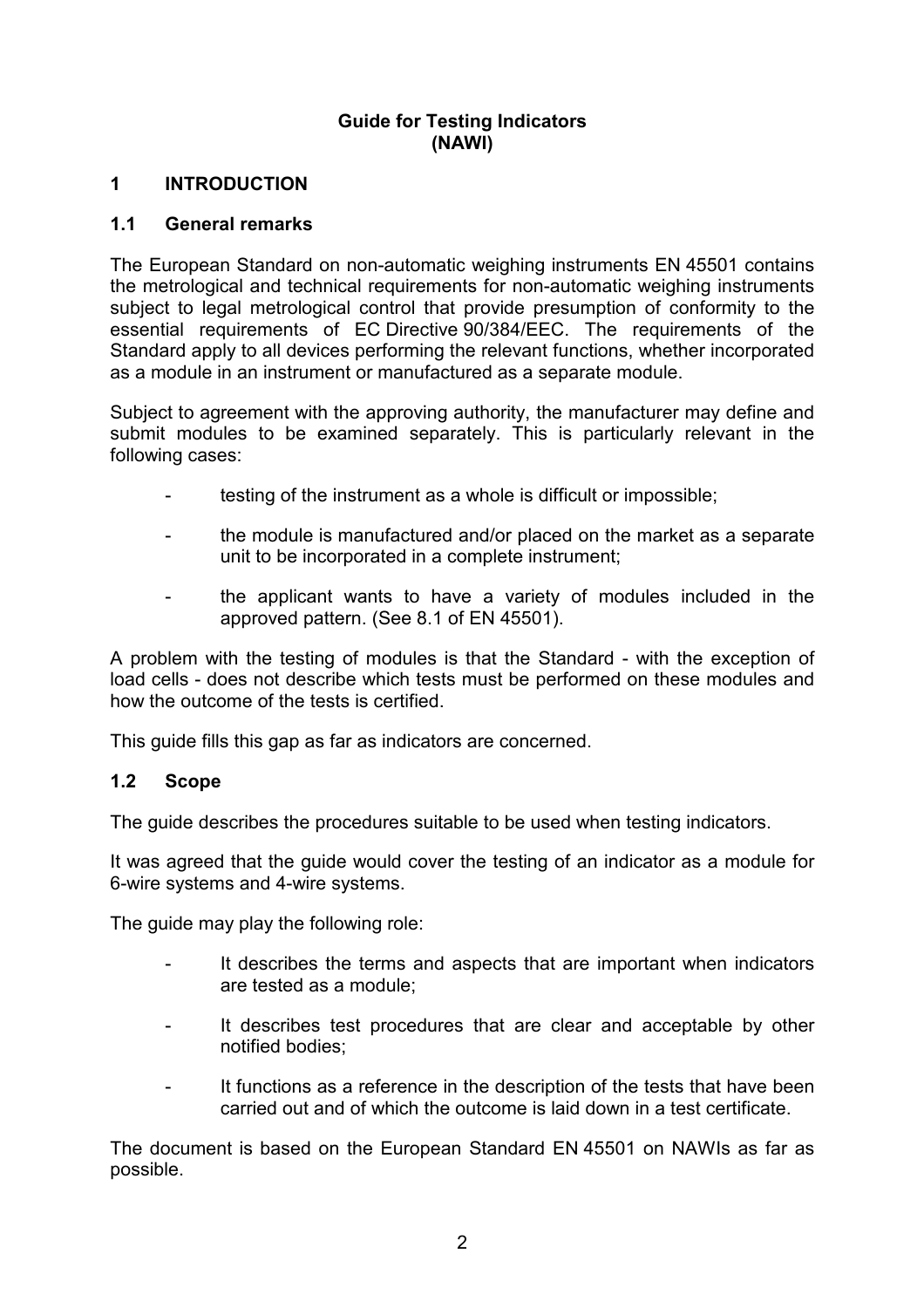**Guide for Testing Indicators (NAWI)**

# 1 INTRODUCTION

## 1.1 General remarks

The European Standard on non-automatic weighing instruments EN 45501 contains the metrological and technical requirements for non-automatic weighing instruments subject to legal metrological control that provide presumption of conformity to the essential requirements of EC Directive 90/384/EEC. The requirements of the Standard apply to all devices performing the relevant functions, whether incorporated as a module in an instrument or manufactured as a separate module.

Subject to agreement with the approving authority, the manufacturer may define and submit modules to be examined separately. This is particularly relevant in the following cases:

- testing of the instrument as a whole is difficult or impossible;
- the module is manufactured and/or placed on the market as a separate unit to be incorporated in a complete instrument;
- the applicant wants to have a variety of modules included in the approved pattern. (See 8.1 of EN 45501).

A problem with the testing of modules is that the Standard - with the exception of load cells - does not describe which tests must be performed on these modules and how the outcome of the tests is certified.

This guide fills this gap as far as indicators are concerned.

## 1.2 Scope

The guide describes the procedures suitable to be used when testing indicators.

It was agreed that the guide would cover the testing of an indicator as a module for 6-wire systems and 4-wire systems.

The guide may play the following role:

- It describes the terms and aspects that are important when indicators are tested as a module;
- It describes test procedures that are clear and acceptable by other notified bodies;
- It functions as a reference in the description of the tests that have been carried out and of which the outcome is laid down in a test certificate.

The document is based on the European Standard EN 45501 on NAWIs as far as possible.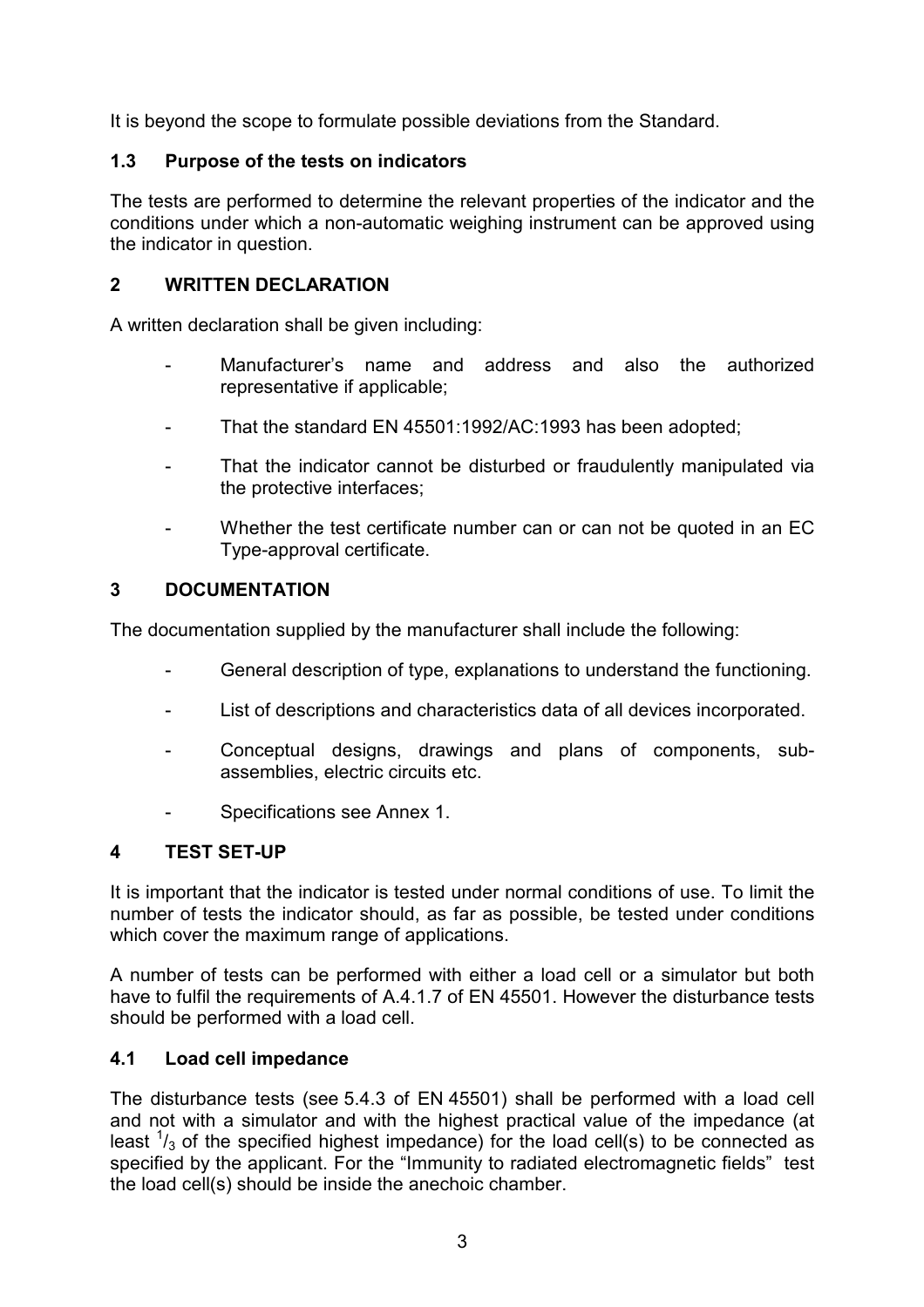It is beyond the scope to formulate possible deviations from the Standard.

### 1.3 Purpose of the tests on indicators

The tests are performed to determine the relevant properties of the indicator and the conditions under which a non-automatic weighing instrument can be approved using the indicator in question.

## 2 WRITTEN DECLARATION

A written declaration shall be given including:

- Manufacturer's name and address and also the authorized representative if applicable;
- That the standard EN 45501:1992/AC:1993 has been adopted;
- That the indicator cannot be disturbed or fraudulently manipulated via the protective interfaces;
- Whether the test certificate number can or can not be quoted in an EC Type-approval certificate.

## 3 DOCUMENTATION

The documentation supplied by the manufacturer shall include the following:

- General description of type, explanations to understand the functioning.
- List of descriptions and characteristics data of all devices incorporated.
- Conceptual designs, drawings and plans of components, sub-assemblies, electric circuits etc.
- Specifications see Annex 1.

## 4 TEST SET-UP

It is important that the indicator is tested under normal conditions of use. To limit the number of tests the indicator should, as far as possible, be tested under conditions which cover the maximum range of applications.

A number of tests can be performed with either a load cell or a simulator but both have to fulfil the requirements of A.4.1.7 of EN 45501. However the disturbance tests should be performed with a load cell.

### 4.1 Load cell impedance

The disturbance tests (see 5.4.3 of EN 45501) shall be performed with a load cell and not with a simulator and with the highest practical value of the impedance (at least $^{1}/_{3}$ of the specified highest impedance) for the load cell(s) to be connected as specified by the applicant. For the "Immunity to radiated electromagnetic fields" test the load cell(s) should be inside the anechoic chamber.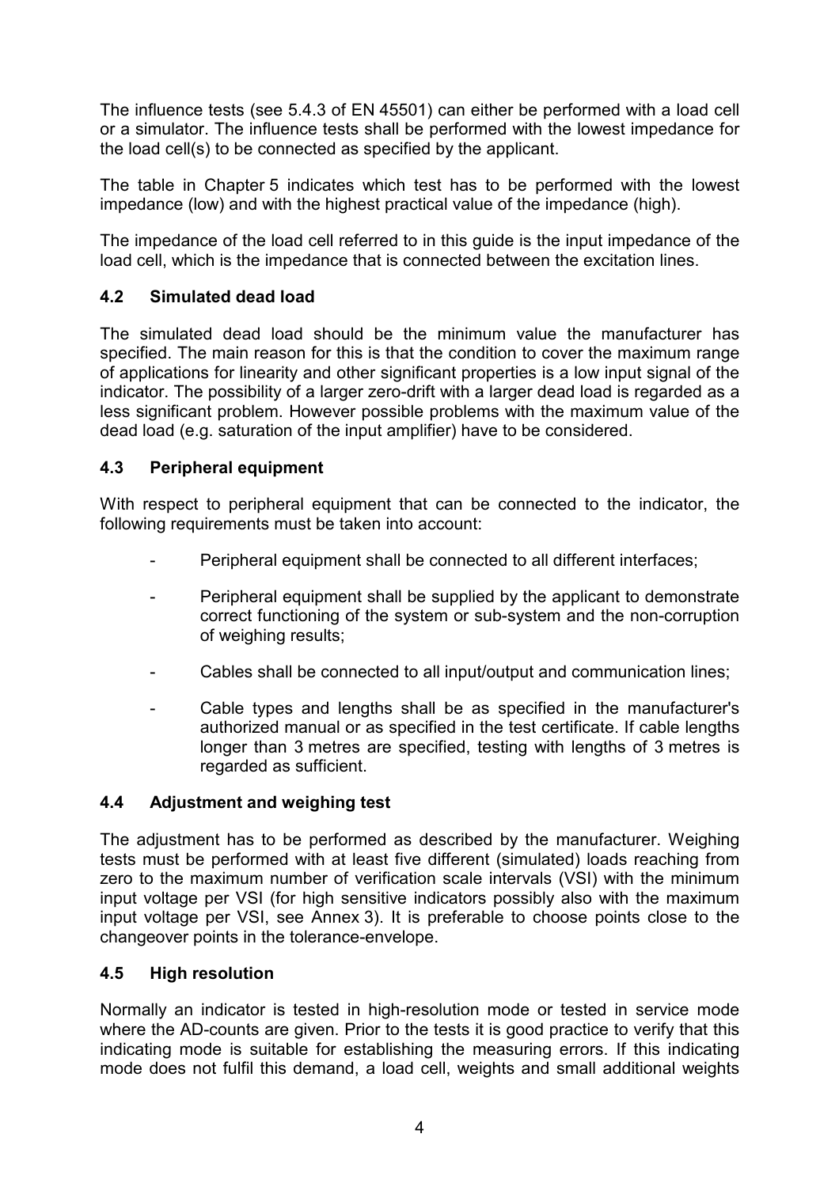The influence tests (see 5.4.3 of EN 45501) can either be performed with a load cell or a simulator. The influence tests shall be performed with the lowest impedance for the load cell(s) to be connected as specified by the applicant.

The table in Chapter 5 indicates which test has to be performed with the lowest impedance (low) and with the highest practical value of the impedance (high).

The impedance of the load cell referred to in this guide is the input impedance of the load cell, which is the impedance that is connected between the excitation lines.

### 4.2 Simulated dead load

The simulated dead load should be the minimum value the manufacturer has specified. The main reason for this is that the condition to cover the maximum range of applications for linearity and other significant properties is a low input signal of the indicator. The possibility of a larger zero-drift with a larger dead load is regarded as a less significant problem. However possible problems with the maximum value of the dead load (e.g. saturation of the input amplifier) have to be considered.

### 4.3 Peripheral equipment

With respect to peripheral equipment that can be connected to the indicator, the following requirements must be taken into account:

- Peripheral equipment shall be connected to all different interfaces;
- Peripheral equipment shall be supplied by the applicant to demonstrate correct functioning of the system or sub-system and the non-corruption of weighing results;
- Cables shall be connected to all input/output and communication lines;
- Cable types and lengths shall be as specified in the manufacturer's authorized manual or as specified in the test certificate. If cable lengths longer than 3 metres are specified, testing with lengths of 3 metres is regarded as sufficient.

### 4.4 Adjustment and weighing test

The adjustment has to be performed as described by the manufacturer. Weighing tests must be performed with at least five different (simulated) loads reaching from zero to the maximum number of verification scale intervals (VSI) with the minimum input voltage per VSI (for high sensitive indicators possibly also with the maximum input voltage per VSI, see Annex 3). It is preferable to choose points close to the changeover points in the tolerance-envelope.

### 4.5 High resolution

Normally an indicator is tested in high-resolution mode or tested in service mode where the AD-counts are given. Prior to the tests it is good practice to verify that this indicating mode is suitable for establishing the measuring errors. If this indicating mode does not fulfil this demand, a load cell, weights and small additional weights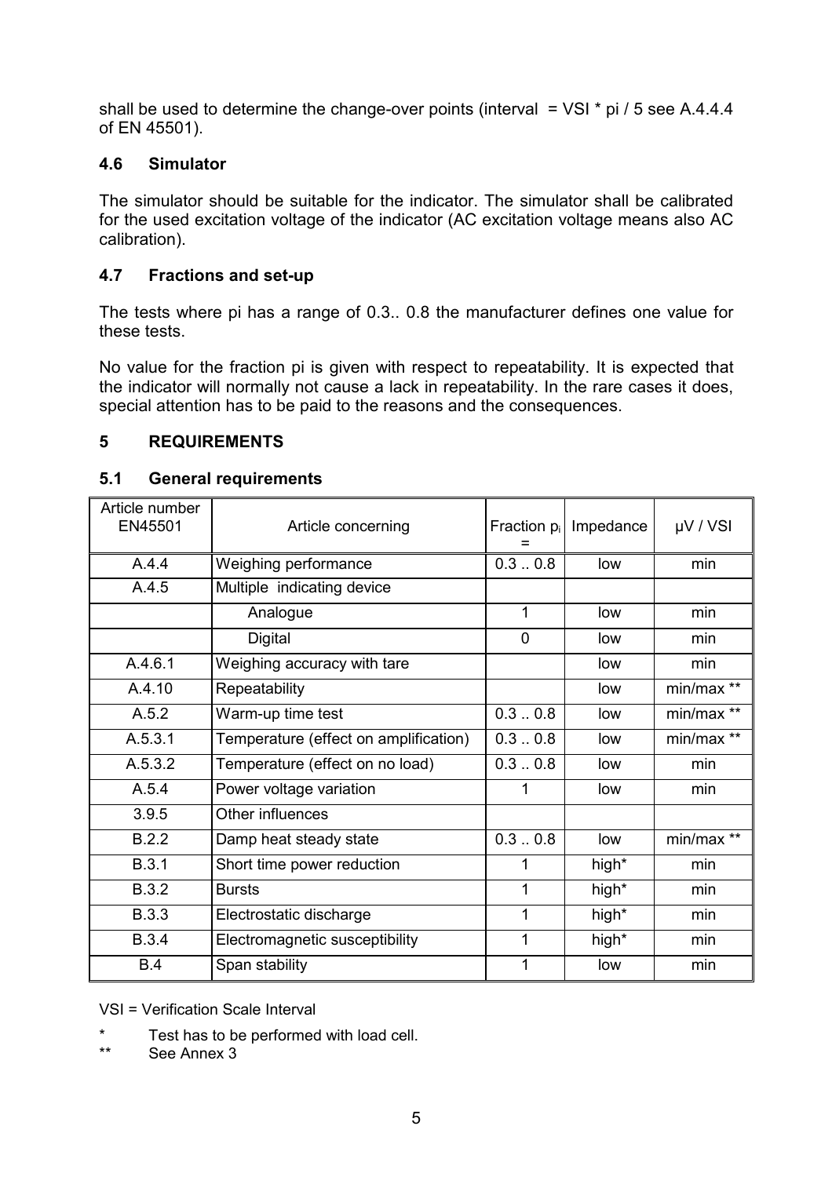shall be used to determine the change-over points (interval = VSI * pi / 5 see A.4.4.4 of EN 45501).

## 4.6 Simulator

The simulator should be suitable for the indicator. The simulator shall be calibrated for the used excitation voltage of the indicator (AC excitation voltage means also AC calibration).

## 4.7 Fractions and set-up

The tests where pi has a range of 0.3.. 0.8 the manufacturer defines one value for these tests.

No value for the fraction pi is given with respect to repeatability. It is expected that the indicator will normally not cause a lack in repeatability. In the rare cases it does, special attention has to be paid to the reasons and the consequences.

# 5 REQUIREMENTS

## 5.1 General requirements

| Article number EN45501 | Article concerning | Fraction $p_i$ = | Impedance | µV / VSI |
|---|---|---|---|---|
| A.4.4 | Weighing performance | 0.3 .. 0.8 | low | min |
| A.4.5 | Multiple indicating device | | | |
| | Analogue | 1 | low | min |
| | Digital | 0 | low | min |
| A.4.6.1 | Weighing accuracy with tare | | low | min |
| A.4.10 | Repeatability | | low | min/max ** |
| A.5.2 | Warm-up time test | 0.3 .. 0.8 | low | min/max ** |
| A.5.3.1 | Temperature (effect on amplification) | 0.3 .. 0.8 | low | min/max ** |
| A.5.3.2 | Temperature (effect on no load) | 0.3 .. 0.8 | low | min |
| A.5.4 | Power voltage variation | 1 | low | min |
| 3.9.5 | Other influences | | | |
| B.2.2 | Damp heat steady state | 0.3 .. 0.8 | low | min/max ** |
| B.3.1 | Short time power reduction | 1 | high* | min |
| B.3.2 | Bursts | 1 | high* | min |
| B.3.3 | Electrostatic discharge | 1 | high* | min |
| B.3.4 | Electromagnetic susceptibility | 1 | high* | min |
| B.4 | Span stability | 1 | low | min |

VSI = Verification Scale Interval

\* Test has to be performed with load cell.

** See Annex 3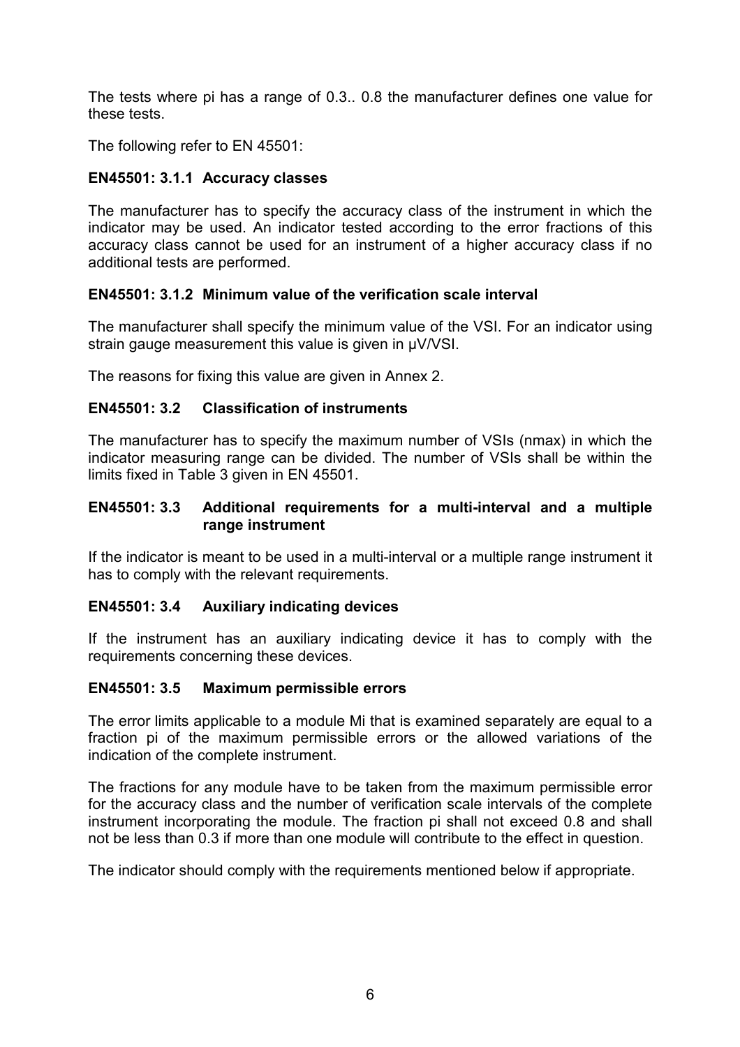The tests where pi has a range of 0.3.. 0.8 the manufacturer defines one value for these tests.

The following refer to EN 45501:

### EN45501: 3.1.1 Accuracy classes

The manufacturer has to specify the accuracy class of the instrument in which the indicator may be used. An indicator tested according to the error fractions of this accuracy class cannot be used for an instrument of a higher accuracy class if no additional tests are performed.

### EN45501: 3.1.2 Minimum value of the verification scale interval

The manufacturer shall specify the minimum value of the VSI. For an indicator using strain gauge measurement this value is given in µV/VSI.

The reasons for fixing this value are given in Annex 2.

### EN45501: 3.2 Classification of instruments

The manufacturer has to specify the maximum number of VSIs (nmax) in which the indicator measuring range can be divided. The number of VSIs shall be within the limits fixed in Table 3 given in EN 45501.

### EN45501: 3.3 Additional requirements for a multi-interval and a multiple range instrument

If the indicator is meant to be used in a multi-interval or a multiple range instrument it has to comply with the relevant requirements.

### EN45501: 3.4 Auxiliary indicating devices

If the instrument has an auxiliary indicating device it has to comply with the requirements concerning these devices.

### EN45501: 3.5 Maximum permissible errors

The error limits applicable to a module Mi that is examined separately are equal to a fraction pi of the maximum permissible errors or the allowed variations of the indication of the complete instrument.

The fractions for any module have to be taken from the maximum permissible error for the accuracy class and the number of verification scale intervals of the complete instrument incorporating the module. The fraction pi shall not exceed 0.8 and shall not be less than 0.3 if more than one module will contribute to the effect in question.

The indicator should comply with the requirements mentioned below if appropriate.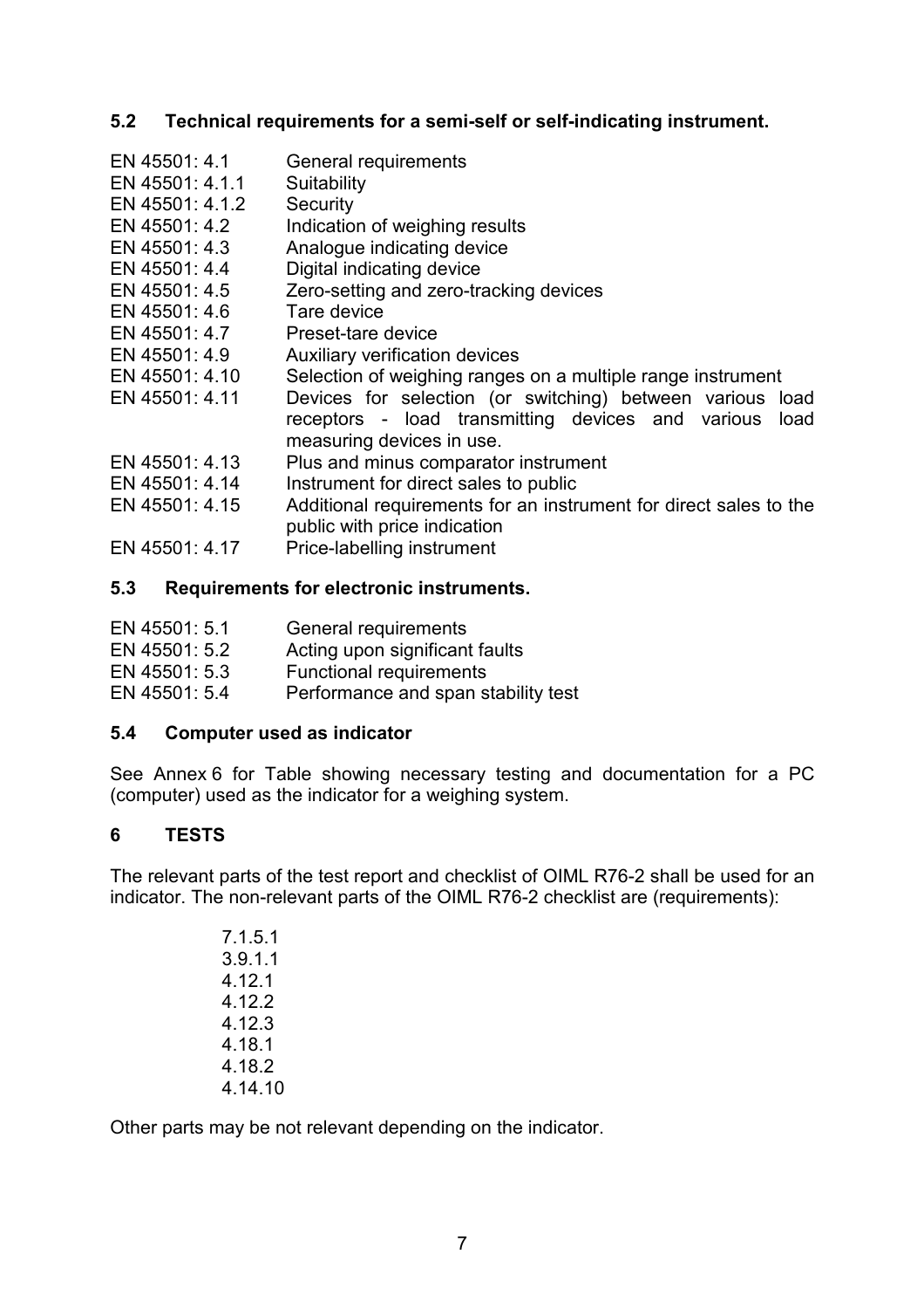## 5.2 Technical requirements for a semi-self or self-indicating instrument.

| | |
|---|---|
| EN 45501: 4.1 | General requirements |
| EN 45501: 4.1.1 | Suitability |
| EN 45501: 4.1.2 | Security |
| EN 45501: 4.2 | Indication of weighing results |
| EN 45501: 4.3 | Analogue indicating device |
| EN 45501: 4.4 | Digital indicating device |
| EN 45501: 4.5 | Zero-setting and zero-tracking devices |
| EN 45501: 4.6 | Tare device |
| EN 45501: 4.7 | Preset-tare device |
| EN 45501: 4.9 | Auxiliary verification devices |
| EN 45501: 4.10 | Selection of weighing ranges on a multiple range instrument |
| EN 45501: 4.11 | Devices for selection (or switching) between various load receptors - load transmitting devices and various load measuring devices in use. |
| EN 45501: 4.13 | Plus and minus comparator instrument |
| EN 45501: 4.14 | Instrument for direct sales to public |
| EN 45501: 4.15 | Additional requirements for an instrument for direct sales to the public with price indication |
| EN 45501: 4.17 | Price-labelling instrument |

## 5.3 Requirements for electronic instruments.

| | |
|---|---|
| EN 45501: 5.1 | General requirements |
| EN 45501: 5.2 | Acting upon significant faults |
| EN 45501: 5.3 | Functional requirements |
| EN 45501: 5.4 | Performance and span stability test |

## 5.4 Computer used as indicator

See Annex 6 for Table showing necessary testing and documentation for a PC (computer) used as the indicator for a weighing system.

# 6 TESTS

The relevant parts of the test report and checklist of OIML R76-2 shall be used for an indicator. The non-relevant parts of the OIML R76-2 checklist are (requirements):

7.1.5.1
3.9.1.1
4.12.1
4.12.2
4.12.3
4.18.1
4.18.2
4.14.10

Other parts may be not relevant depending on the indicator.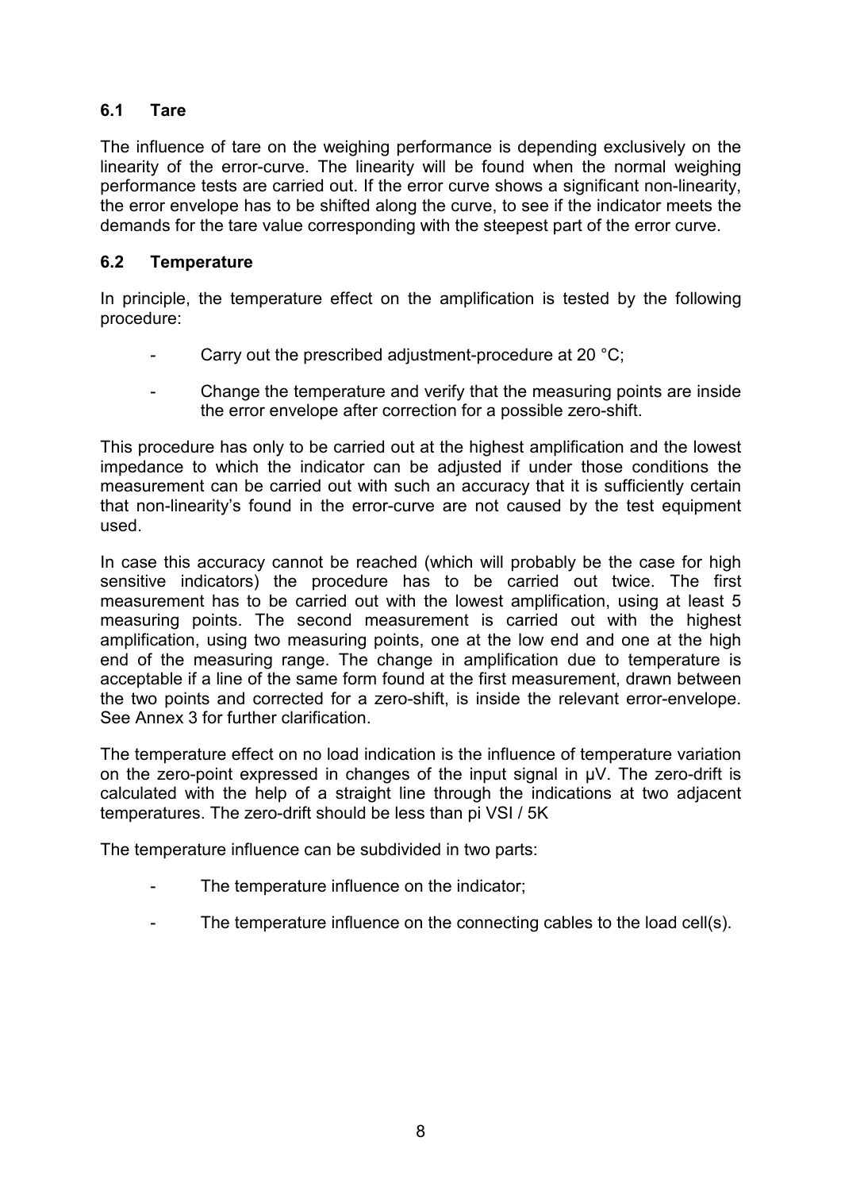## 6.1 Tare

The influence of tare on the weighing performance is depending exclusively on the linearity of the error-curve. The linearity will be found when the normal weighing performance tests are carried out. If the error curve shows a significant non-linearity, the error envelope has to be shifted along the curve, to see if the indicator meets the demands for the tare value corresponding with the steepest part of the error curve.

## 6.2 Temperature

In principle, the temperature effect on the amplification is tested by the following procedure:

- Carry out the prescribed adjustment-procedure at 20 °C;
- Change the temperature and verify that the measuring points are inside the error envelope after correction for a possible zero-shift.

This procedure has only to be carried out at the highest amplification and the lowest impedance to which the indicator can be adjusted if under those conditions the measurement can be carried out with such an accuracy that it is sufficiently certain that non-linearity's found in the error-curve are not caused by the test equipment used.

In case this accuracy cannot be reached (which will probably be the case for high sensitive indicators) the procedure has to be carried out twice. The first measurement has to be carried out with the lowest amplification, using at least 5 measuring points. The second measurement is carried out with the highest amplification, using two measuring points, one at the low end and one at the high end of the measuring range. The change in amplification due to temperature is acceptable if a line of the same form found at the first measurement, drawn between the two points and corrected for a zero-shift, is inside the relevant error-envelope. See Annex 3 for further clarification.

The temperature effect on no load indication is the influence of temperature variation on the zero-point expressed in changes of the input signal in µV. The zero-drift is calculated with the help of a straight line through the indications at two adjacent temperatures. The zero-drift should be less than pi VSI / 5K

The temperature influence can be subdivided in two parts:

- The temperature influence on the indicator;
- The temperature influence on the connecting cables to the load cell(s).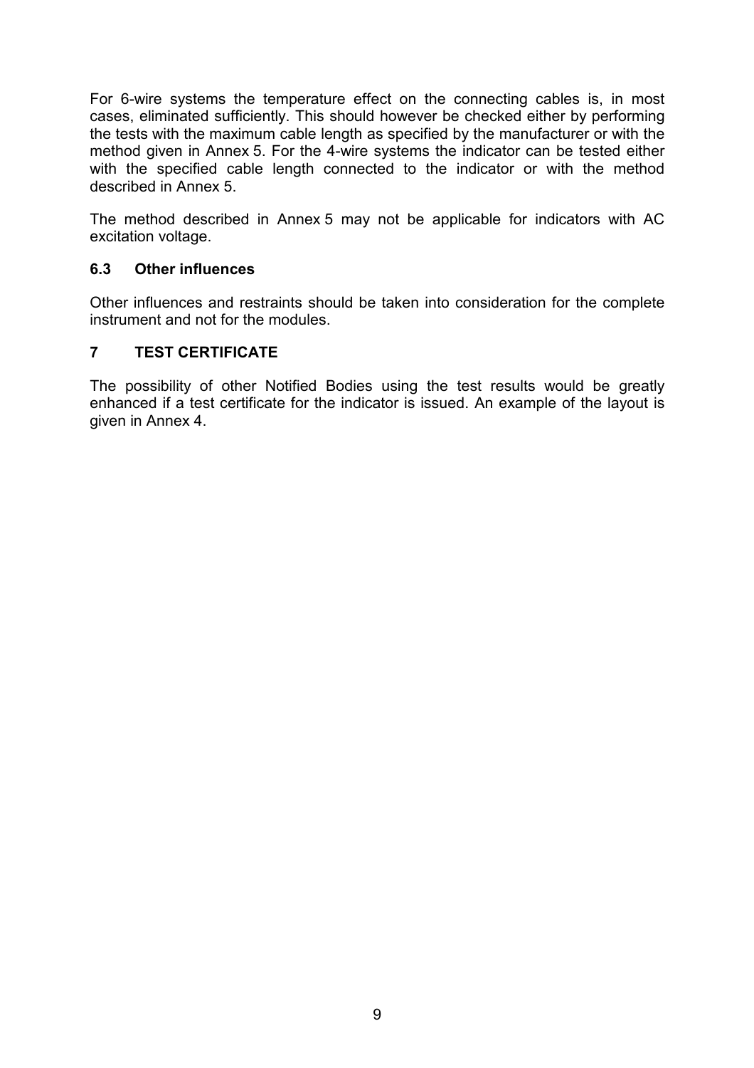For 6-wire systems the temperature effect on the connecting cables is, in most cases, eliminated sufficiently. This should however be checked either by performing the tests with the maximum cable length as specified by the manufacturer or with the method given in Annex 5. For the 4-wire systems the indicator can be tested either with the specified cable length connected to the indicator or with the method described in Annex 5.

The method described in Annex 5 may not be applicable for indicators with AC excitation voltage.

### 6.3 Other influences

Other influences and restraints should be taken into consideration for the complete instrument and not for the modules.

## 7 TEST CERTIFICATE

The possibility of other Notified Bodies using the test results would be greatly enhanced if a test certificate for the indicator is issued. An example of the layout is given in Annex 4.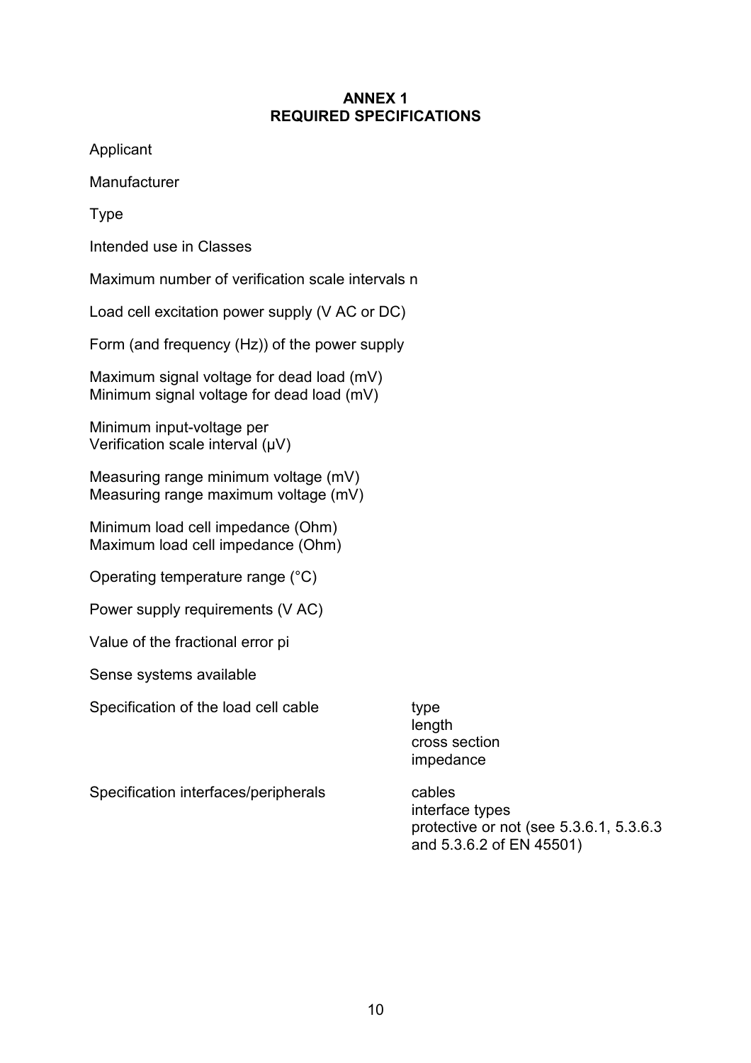# ANNEX 1
# REQUIRED SPECIFICATIONS

Applicant

Manufacturer

Type

Intended use in Classes

Maximum number of verification scale intervals n

Load cell excitation power supply (V AC or DC)

Form (and frequency (Hz)) of the power supply

Maximum signal voltage for dead load (mV)
Minimum signal voltage for dead load (mV)

Minimum input-voltage per
Verification scale interval (μV)

Measuring range minimum voltage (mV)
Measuring range maximum voltage (mV)

Minimum load cell impedance (Ohm)
Maximum load cell impedance (Ohm)

Operating temperature range (°C)

Power supply requirements (V AC)

Value of the fractional error pi

Sense systems available

| | |
|---|---|
| Specification of the load cell cable | type<br>length<br>cross section<br>impedance |
| Specification interfaces/peripherals | cables<br>interface types<br>protective or not (see 5.3.6.1, 5.3.6.3 and 5.3.6.2 of EN 45501) |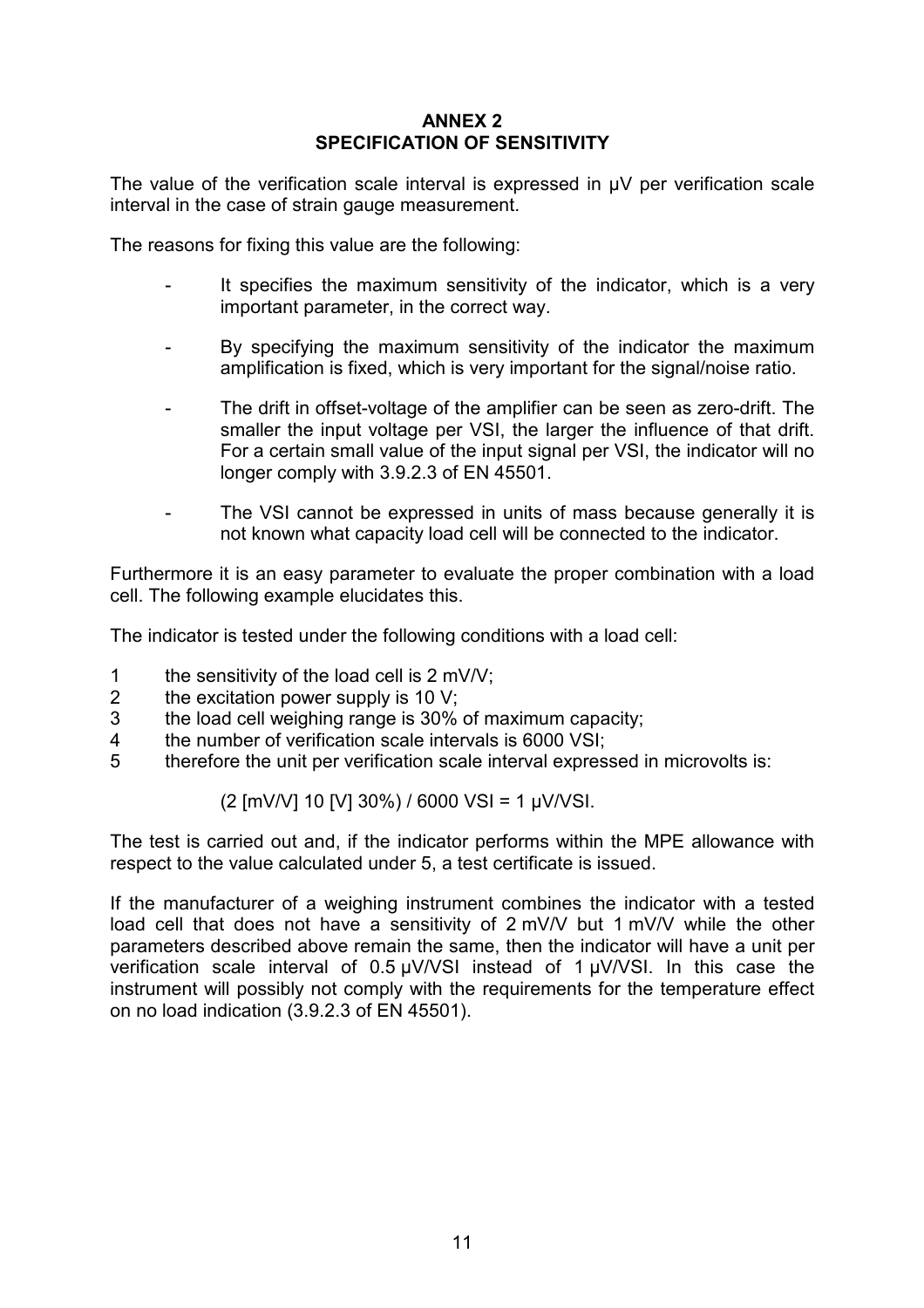# ANNEX 2
## SPECIFICATION OF SENSITIVITY

The value of the verification scale interval is expressed in μV per verification scale interval in the case of strain gauge measurement.

The reasons for fixing this value are the following:

- It specifies the maximum sensitivity of the indicator, which is a very important parameter, in the correct way.
- By specifying the maximum sensitivity of the indicator the maximum amplification is fixed, which is very important for the signal/noise ratio.
- The drift in offset-voltage of the amplifier can be seen as zero-drift. The smaller the input voltage per VSI, the larger the influence of that drift. For a certain small value of the input signal per VSI, the indicator will no longer comply with 3.9.2.3 of EN 45501.
- The VSI cannot be expressed in units of mass because generally it is not known what capacity load cell will be connected to the indicator.

Furthermore it is an easy parameter to evaluate the proper combination with a load cell. The following example elucidates this.

The indicator is tested under the following conditions with a load cell:

1. the sensitivity of the load cell is 2 mV/V;
2. the excitation power supply is 10 V;
3. the load cell weighing range is 30% of maximum capacity;
4. the number of verification scale intervals is 6000 VSI;
5. therefore the unit per verification scale interval expressed in microvolts is:

$$(2\ [\text{mV/V}]\ 10\ [\text{V}]\ 30\%)\ /\ 6000\ \text{VSI} = 1\ \mu\text{V/VSI}.$$

The test is carried out and, if the indicator performs within the MPE allowance with respect to the value calculated under 5, a test certificate is issued.

If the manufacturer of a weighing instrument combines the indicator with a tested load cell that does not have a sensitivity of 2 mV/V but 1 mV/V while the other parameters described above remain the same, then the indicator will have a unit per verification scale interval of 0.5 μV/VSI instead of 1 μV/VSI. In this case the instrument will possibly not comply with the requirements for the temperature effect on no load indication (3.9.2.3 of EN 45501).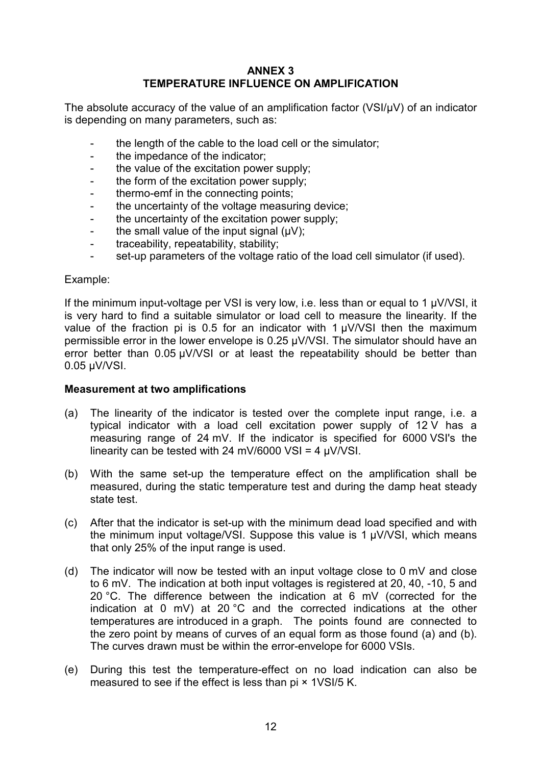# ANNEX 3
## TEMPERATURE INFLUENCE ON AMPLIFICATION

The absolute accuracy of the value of an amplification factor (VSI/µV) of an indicator is depending on many parameters, such as:

- the length of the cable to the load cell or the simulator;
- the impedance of the indicator;
- the value of the excitation power supply;
- the form of the excitation power supply;
- thermo-emf in the connecting points;
- the uncertainty of the voltage measuring device;
- the uncertainty of the excitation power supply;
- the small value of the input signal (µV);
- traceability, repeatability, stability;
- set-up parameters of the voltage ratio of the load cell simulator (if used).

Example:

If the minimum input-voltage per VSI is very low, i.e. less than or equal to 1 µV/VSI, it is very hard to find a suitable simulator or load cell to measure the linearity. If the value of the fraction pi is 0.5 for an indicator with 1 µV/VSI then the maximum permissible error in the lower envelope is 0.25 µV/VSI. The simulator should have an error better than 0.05 µV/VSI or at least the repeatability should be better than 0.05 µV/VSI.

**Measurement at two amplifications**

(a) The linearity of the indicator is tested over the complete input range, i.e. a typical indicator with a load cell excitation power supply of 12 V has a measuring range of 24 mV. If the indicator is specified for 6000 VSI's the linearity can be tested with 24 mV/6000 VSI = 4 µV/VSI.

(b) With the same set-up the temperature effect on the amplification shall be measured, during the static temperature test and during the damp heat steady state test.

(c) After that the indicator is set-up with the minimum dead load specified and with the minimum input voltage/VSI. Suppose this value is 1 µV/VSI, which means that only 25% of the input range is used.

(d) The indicator will now be tested with an input voltage close to 0 mV and close to 6 mV. The indication at both input voltages is registered at 20, 40, -10, 5 and 20 °C. The difference between the indication at 6 mV (corrected for the indication at 0 mV) at 20 °C and the corrected indications at the other temperatures are introduced in a graph. The points found are connected to the zero point by means of curves of an equal form as those found (a) and (b). The curves drawn must be within the error-envelope for 6000 VSIs.

(e) During this test the temperature-effect on no load indication can also be measured to see if the effect is less than pi × 1VSI/5 K.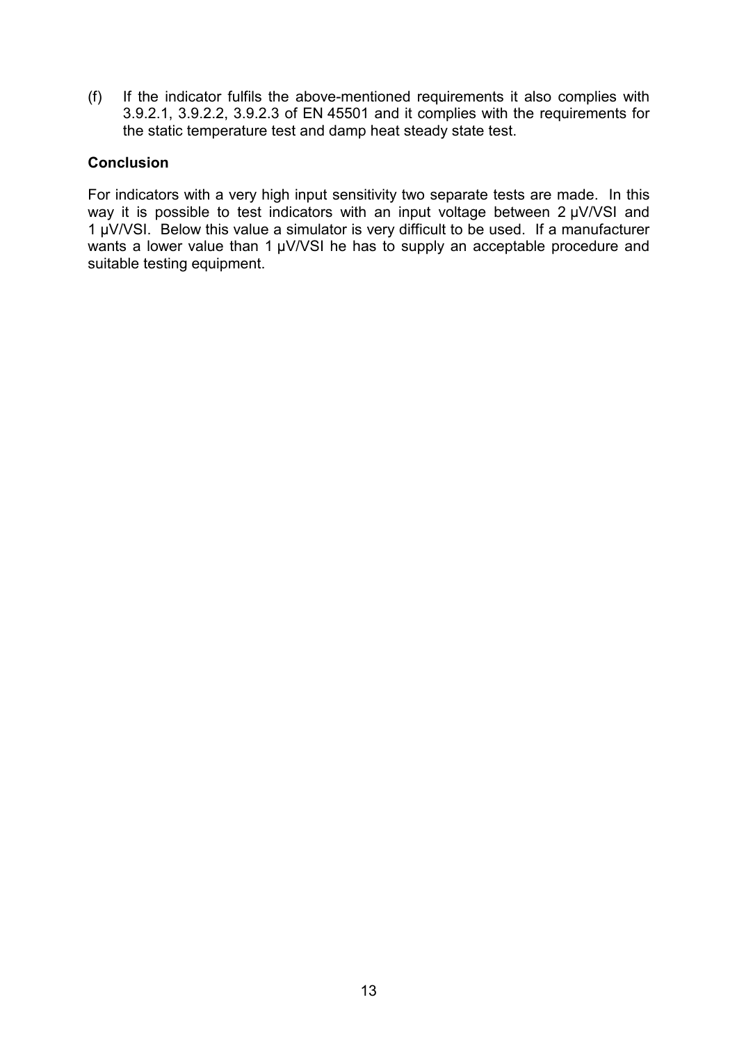(f) If the indicator fulfils the above-mentioned requirements it also complies with 3.9.2.1, 3.9.2.2, 3.9.2.3 of EN 45501 and it complies with the requirements for the static temperature test and damp heat steady state test.

**Conclusion**

For indicators with a very high input sensitivity two separate tests are made. In this way it is possible to test indicators with an input voltage between 2 μV/VSI and 1 μV/VSI. Below this value a simulator is very difficult to be used. If a manufacturer wants a lower value than 1 μV/VSI he has to supply an acceptable procedure and suitable testing equipment.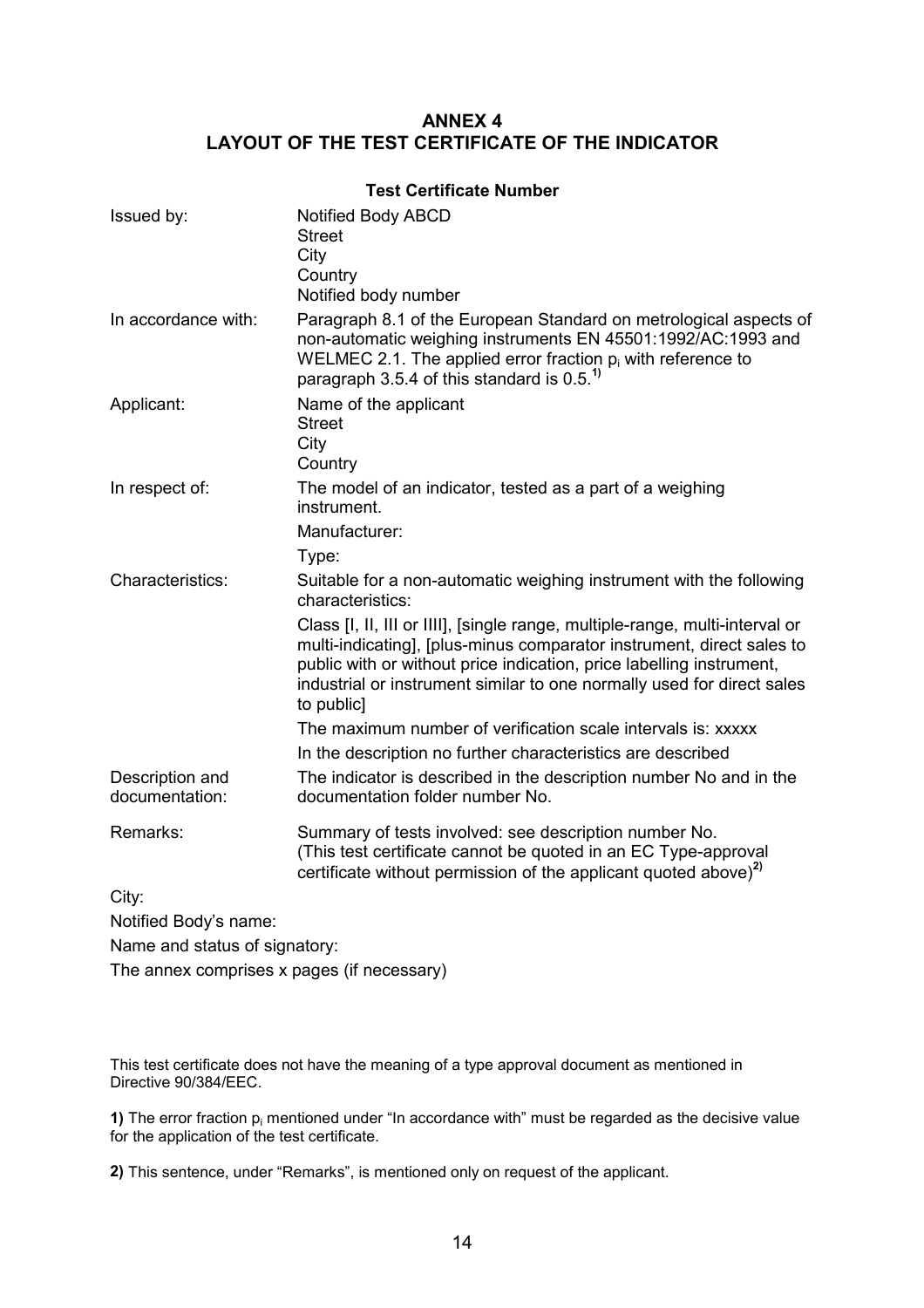# ANNEX 4
# LAYOUT OF THE TEST CERTIFICATE OF THE INDICATOR

**Test Certificate Number**

| | |
|---|---|
| Issued by: | Notified Body ABCD<br>Street<br>City<br>Country<br>Notified body number |
| In accordance with: | Paragraph 8.1 of the European Standard on metrological aspects of non-automatic weighing instruments EN 45501:1992/AC:1993 and WELMEC 2.1. The applied error fraction $p_i$ with reference to paragraph 3.5.4 of this standard is 0.5.[1)] |
| Applicant: | Name of the applicant<br>Street<br>City<br>Country |
| In respect of: | The model of an indicator, tested as a part of a weighing instrument.<br>Manufacturer:<br>Type: |
| Characteristics: | Suitable for a non-automatic weighing instrument with the following characteristics:<br>Class [I, II, III or IIII], [single range, multiple-range, multi-interval or multi-indicating], [plus-minus comparator instrument, direct sales to public with or without price indication, price labelling instrument, industrial or instrument similar to one normally used for direct sales to public]<br>The maximum number of verification scale intervals is: xxxxx<br>In the description no further characteristics are described |
| Description and documentation: | The indicator is described in the description number No and in the documentation folder number No. |
| Remarks: | Summary of tests involved: see description number No.<br>(This test certificate cannot be quoted in an EC Type-approval certificate without permission of the applicant quoted above)[2)] |

City:

Notified Body's name:

Name and status of signatory:

The annex comprises x pages (if necessary)

This test certificate does not have the meaning of a type approval document as mentioned in Directive 90/384/EEC.

**1)** The error fraction $p_i$ mentioned under "In accordance with" must be regarded as the decisive value for the application of the test certificate.

**2)** This sentence, under "Remarks", is mentioned only on request of the applicant.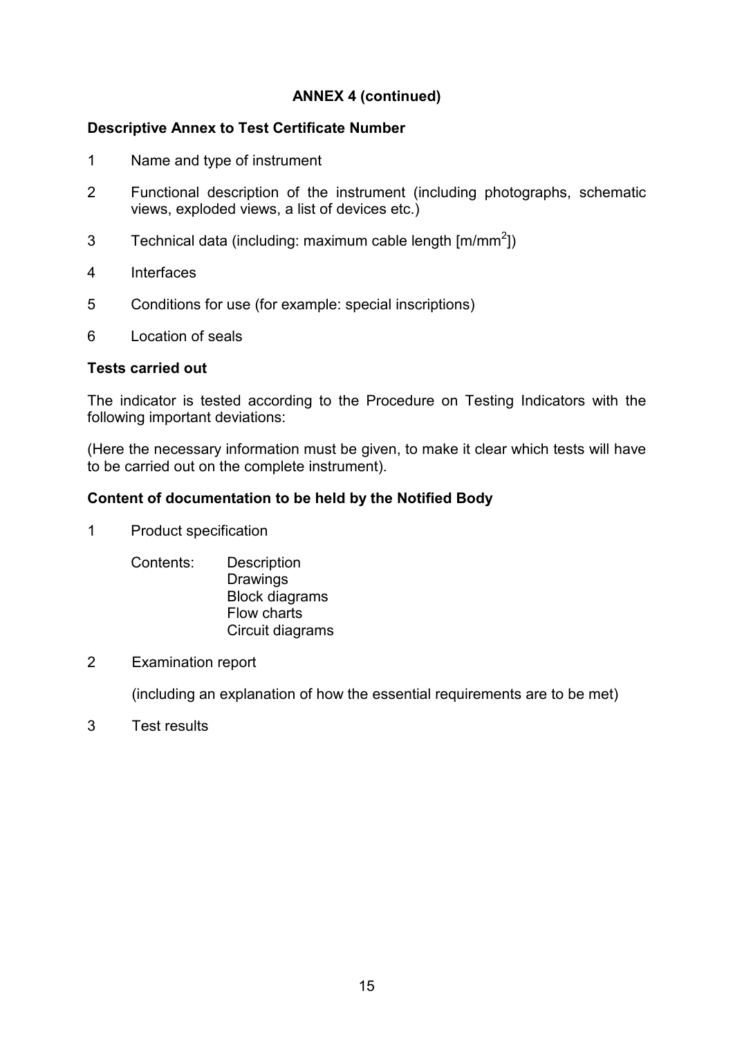## ANNEX 4 (continued)

**Descriptive Annex to Test Certificate Number**

1 Name and type of instrument

2 Functional description of the instrument (including photographs, schematic views, exploded views, a list of devices etc.)

3 Technical data (including: maximum cable length [m/mm$^2$])

4 Interfaces

5 Conditions for use (for example: special inscriptions)

6 Location of seals

**Tests carried out**

The indicator is tested according to the Procedure on Testing Indicators with the following important deviations:

(Here the necessary information must be given, to make it clear which tests will have to be carried out on the complete instrument).

**Content of documentation to be held by the Notified Body**

1 Product specification

Contents: Description
Drawings
Block diagrams
Flow charts
Circuit diagrams

2 Examination report

(including an explanation of how the essential requirements are to be met)

3 Test results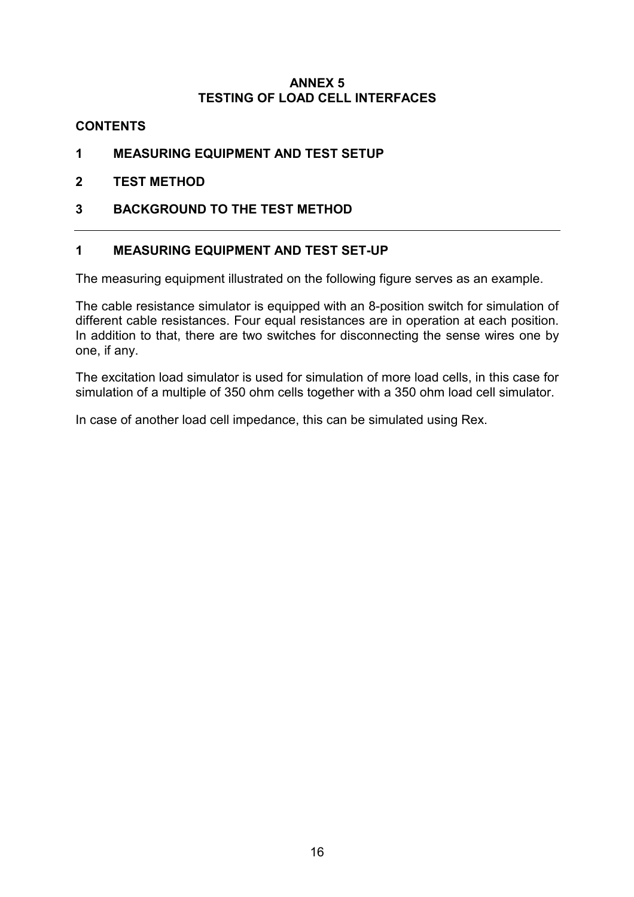# ANNEX 5
# TESTING OF LOAD CELL INTERFACES

**CONTENTS**

**1 MEASURING EQUIPMENT AND TEST SETUP**

**2 TEST METHOD**

**3 BACKGROUND TO THE TEST METHOD**

---

## 1 MEASURING EQUIPMENT AND TEST SET-UP

The measuring equipment illustrated on the following figure serves as an example.

The cable resistance simulator is equipped with an 8-position switch for simulation of different cable resistances. Four equal resistances are in operation at each position. In addition to that, there are two switches for disconnecting the sense wires one by one, if any.

The excitation load simulator is used for simulation of more load cells, in this case for simulation of a multiple of 350 ohm cells together with a 350 ohm load cell simulator.

In case of another load cell impedance, this can be simulated using Rex.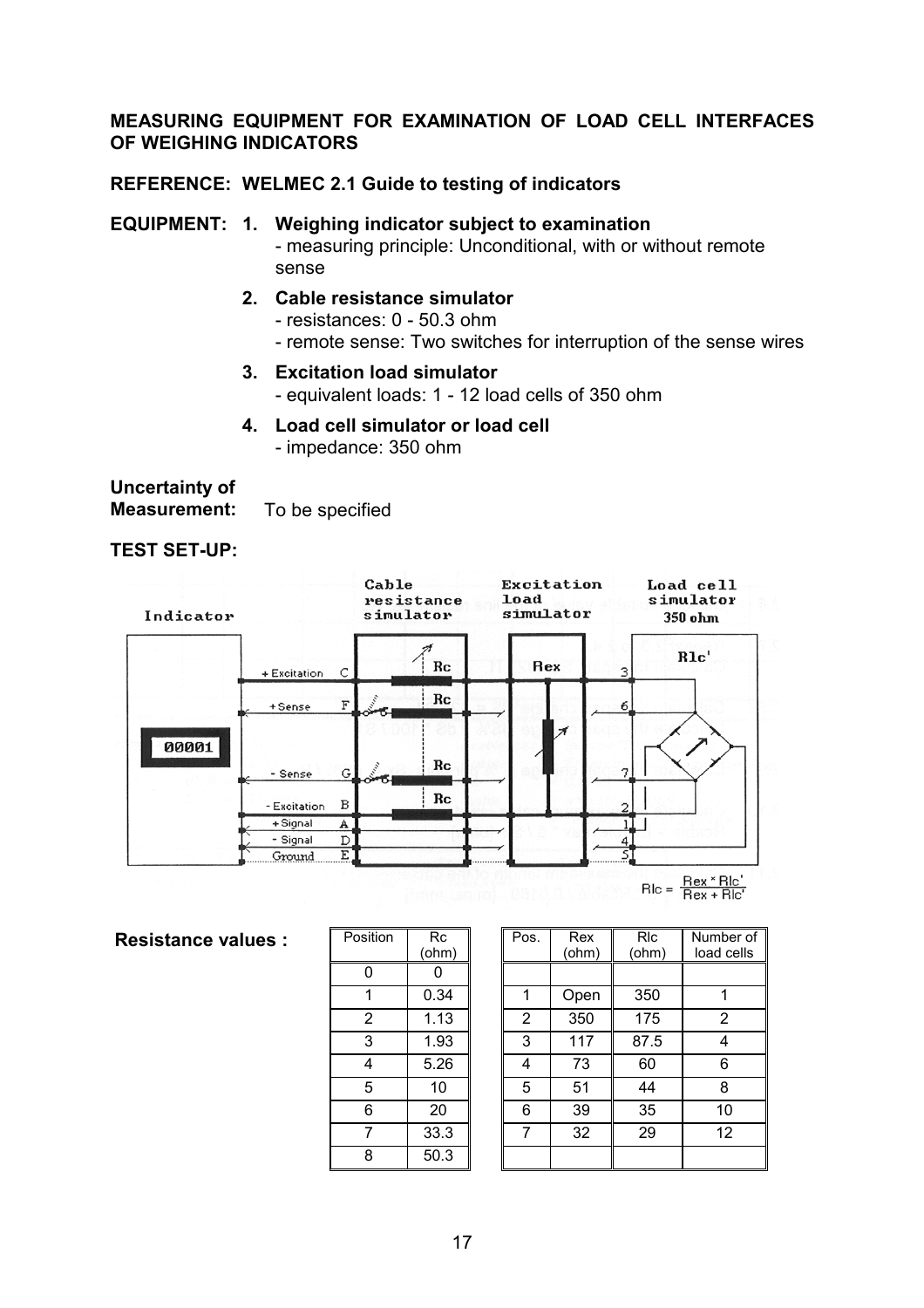**MEASURING EQUIPMENT FOR EXAMINATION OF LOAD CELL INTERFACES OF WEIGHING INDICATORS**

**REFERENCE: WELMEC 2.1 Guide to testing of indicators**

**EQUIPMENT:**

1. **Weighing indicator subject to examination**
   - measuring principle: Unconditional, with or without remote sense
2. **Cable resistance simulator**
   - resistances: 0 - 50.3 ohm
   - remote sense: Two switches for interruption of the sense wires
3. **Excitation load simulator**
   - equivalent loads: 1 - 12 load cells of 350 ohm
4. **Load cell simulator or load cell**
   - impedance: 350 ohm

**Uncertainty of Measurement:** To be specified

**TEST SET-UP:**

Indicator — Cable resistance simulator — Excitation load simulator — Load cell simulator 350 ohm

+ Excitation C, + Sense F, - Sense G, - Excitation B, + Signal A, - Signal D, Ground E

Rc, Rex, Rlc'

$$Rlc = \frac{Rex * Rlc'}{Rex + Rlc'}$$

**Resistance values :**

| Position | Rc (ohm) |
|---|---|
| 0 | 0 |
| 1 | 0.34 |
| 2 | 1.13 |
| 3 | 1.93 |
| 4 | 5.26 |
| 5 | 10 |
| 6 | 20 |
| 7 | 33.3 |
| 8 | 50.3 |

| Pos. | Rex (ohm) | Rlc (ohm) | Number of load cells |
|---|---|---|---|
| 1 | Open | 350 | 1 |
| 2 | 350 | 175 | 2 |
| 3 | 117 | 87.5 | 4 |
| 4 | 73 | 60 | 6 |
| 5 | 51 | 44 | 8 |
| 6 | 39 | 35 | 10 |
| 7 | 32 | 29 | 12 |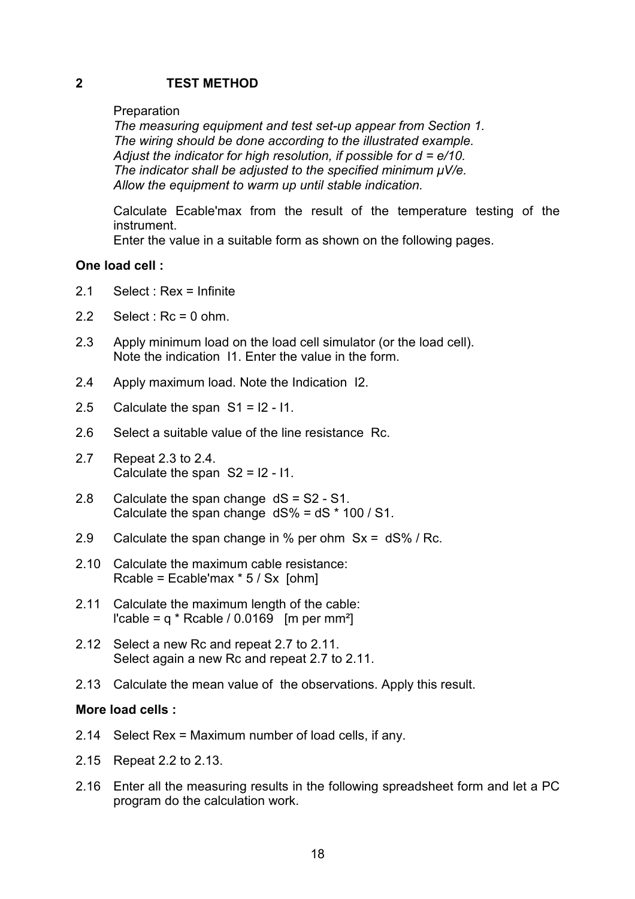## 2 TEST METHOD

Preparation

*The measuring equipment and test set-up appear from Section 1.*
*The wiring should be done according to the illustrated example.*
*Adjust the indicator for high resolution, if possible for d = e/10.*
*The indicator shall be adjusted to the specified minimum μV/e.*
*Allow the equipment to warm up until stable indication.*

Calculate Ecable'max from the result of the temperature testing of the instrument.
Enter the value in a suitable form as shown on the following pages.

**One load cell :**

2.1 Select : Rex = Infinite

2.2 Select : Rc = 0 ohm.

2.3 Apply minimum load on the load cell simulator (or the load cell).
Note the indication I1. Enter the value in the form.

2.4 Apply maximum load. Note the Indication I2.

2.5 Calculate the span S1 = I2 - I1.

2.6 Select a suitable value of the line resistance Rc.

2.7 Repeat 2.3 to 2.4.
Calculate the span S2 = I2 - I1.

2.8 Calculate the span change dS = S2 - S1.
Calculate the span change dS% = dS * 100 / S1.

2.9 Calculate the span change in % per ohm Sx = dS% / Rc.

2.10 Calculate the maximum cable resistance:
Rcable = Ecable'max * 5 / Sx [ohm]

2.11 Calculate the maximum length of the cable:
l'cable = q * Rcable / 0.0169 [m per mm²]

2.12 Select a new Rc and repeat 2.7 to 2.11.
Select again a new Rc and repeat 2.7 to 2.11.

2.13 Calculate the mean value of the observations. Apply this result.

**More load cells :**

2.14 Select Rex = Maximum number of load cells, if any.

2.15 Repeat 2.2 to 2.13.

2.16 Enter all the measuring results in the following spreadsheet form and let a PC program do the calculation work.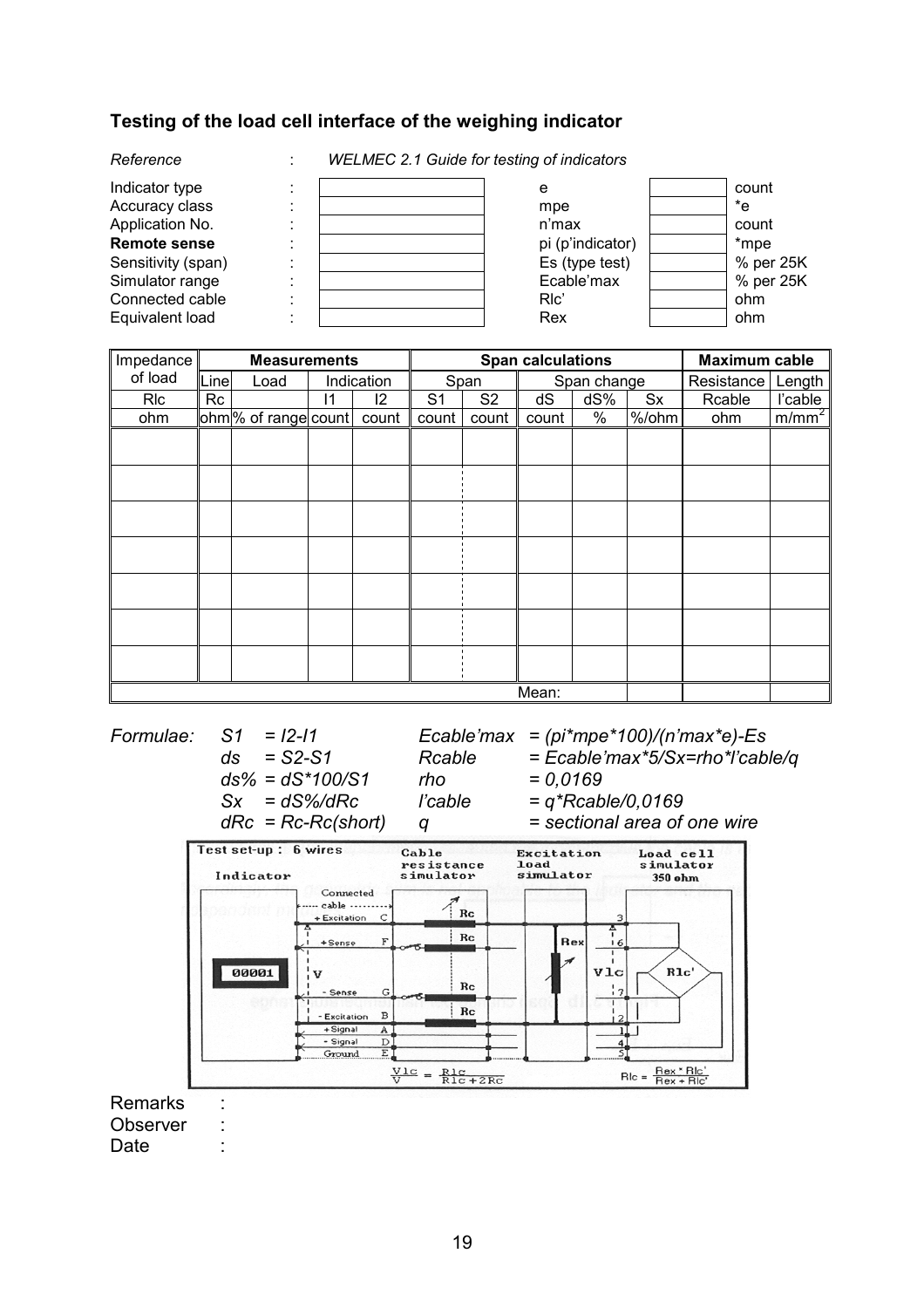### Testing of the load cell interface of the weighing indicator

*Reference* : *WELMEC 2.1 Guide for testing of indicators*

| | | | | | |
|---|---|---|---|---|---|
| Indicator type | : | | e | | count |
| Accuracy class | : | | mpe | | *e |
| Application No. | : | | n'max | | count |
| **Remote sense** | : | | pi (p'indicator) | | *mpe |
| Sensitivity (span) | : | | Es (type test) | | % per 25K |
| Simulator range | : | | Ecable'max | | % per 25K |
| Connected cable | : | | Rlc' | | ohm |
| Equivalent load | : | | Rex | | ohm |

| Impedance of load | Measurements | | | | Span calculations | | | | | Maximum cable | |
|---|---|---|---|---|---|---|---|---|---|---|---|
| | Line | Load | Indication | | Span | | Span change | | | Resistance | Length |
| Rlc | Rc | | I1 | I2 | S1 | S2 | dS | dS% | Sx | Rcable | l'cable |
| ohm | ohm | % of range | count | count | count | count | count | % | %/ohm | ohm | m/mm² |
| | | | | | | | | | | | |
| | | | | | | | | | | | |
| | | | | | | | | | | | |
| | | | | | | | | | | | |
| | | | | | | | | | | | |
| | | | | | | | | | | | |
| | | | | | | | | | | | |
| | | | | | | | Mean: | | | | |

*Formulae:*

| | | | |
|---|---|---|---|
| *S1* | *= I2-I1* | *Ecable'max* | *= (pi\*mpe\*100)/(n'max\*e)-Es* |
| *ds* | *= S2-S1* | *Rcable* | *= Ecable'max\*5/Sx=rho\*l'cable/q* |
| *ds%* | *= dS\*100/S1* | *rho* | *= 0,0169* |
| *Sx* | *= dS%/dRc* | *l'cable* | *= q\*Rcable/0,0169* |
| *dRc* | *= Rc-Rc(short)* | *q* | *= sectional area of one wire* |

Test set-up : 6 wires

Indicator — Connected cable — Cable resistance simulator — Excitation load simulator — Load cell simulator 350 ohm

$$\frac{V_{lc}}{V} = \frac{R_{lc}}{R_{lc} + 2R_c} \qquad R_{lc} = \frac{R_{ex} \cdot R_{lc}'}{R_{ex} + R_{lc}'}$$

Remarks :

Observer :

Date :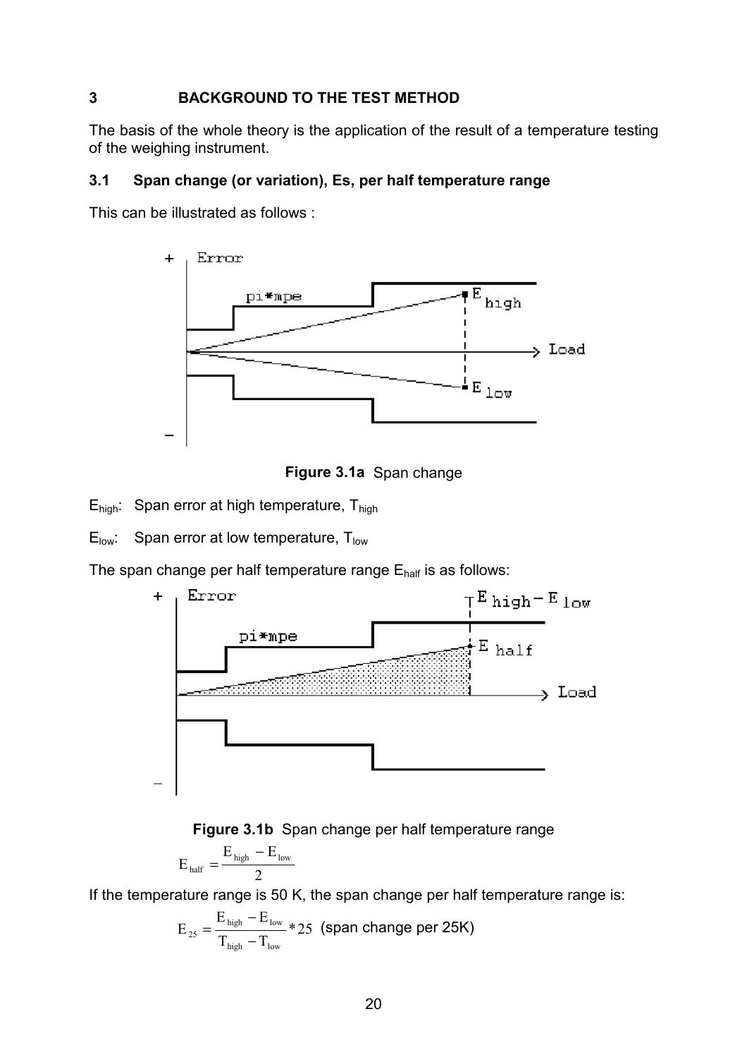## 3 BACKGROUND TO THE TEST METHOD

The basis of the whole theory is the application of the result of a temperature testing of the weighing instrument.

### 3.1 Span change (or variation), Es, per half temperature range

This can be illustrated as follows :

**Figure 3.1a** Span change

$E_{high}$: Span error at high temperature, $T_{high}$

$E_{low}$: Span error at low temperature, $T_{low}$

The span change per half temperature range $E_{half}$ is as follows:

**Figure 3.1b** Span change per half temperature range

$$E_{half} = \frac{E_{high} - E_{low}}{2}$$

If the temperature range is 50 K, the span change per half temperature range is:

$$E_{25} = \frac{E_{high} - E_{low}}{T_{high} - T_{low}} * 25 \text{ (span change per 25K)}$$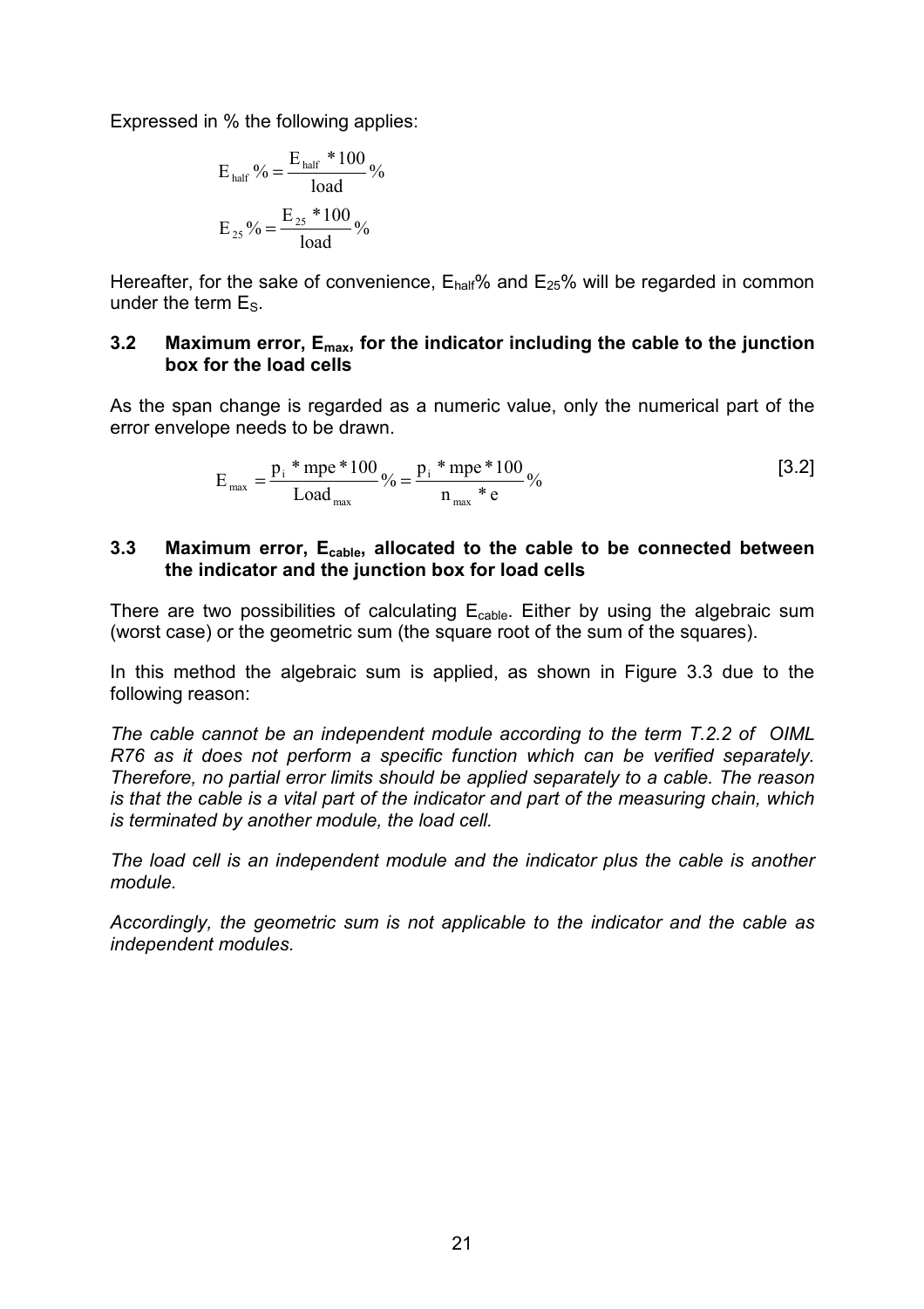Expressed in % the following applies:

$$E_{half}\% = \frac{E_{half} * 100}{load}\%$$

$$E_{25}\% = \frac{E_{25} * 100}{load}\%$$

Hereafter, for the sake of convenience, $E_{half}\%$ and $E_{25}\%$ will be regarded in common under the term $E_S$.

### 3.2 Maximum error, $E_{max}$, for the indicator including the cable to the junction box for the load cells

As the span change is regarded as a numeric value, only the numerical part of the error envelope needs to be drawn.

$$E_{max} = \frac{p_i * mpe * 100}{Load_{max}}\% = \frac{p_i * mpe * 100}{n_{max} * e}\% \qquad [3.2]$$

### 3.3 Maximum error, $E_{cable}$, allocated to the cable to be connected between the indicator and the junction box for load cells

There are two possibilities of calculating $E_{cable}$. Either by using the algebraic sum (worst case) or the geometric sum (the square root of the sum of the squares).

In this method the algebraic sum is applied, as shown in Figure 3.3 due to the following reason:

*The cable cannot be an independent module according to the term T.2.2 of OIML R76 as it does not perform a specific function which can be verified separately. Therefore, no partial error limits should be applied separately to a cable. The reason is that the cable is a vital part of the indicator and part of the measuring chain, which is terminated by another module, the load cell.*

*The load cell is an independent module and the indicator plus the cable is another module.*

*Accordingly, the geometric sum is not applicable to the indicator and the cable as independent modules.*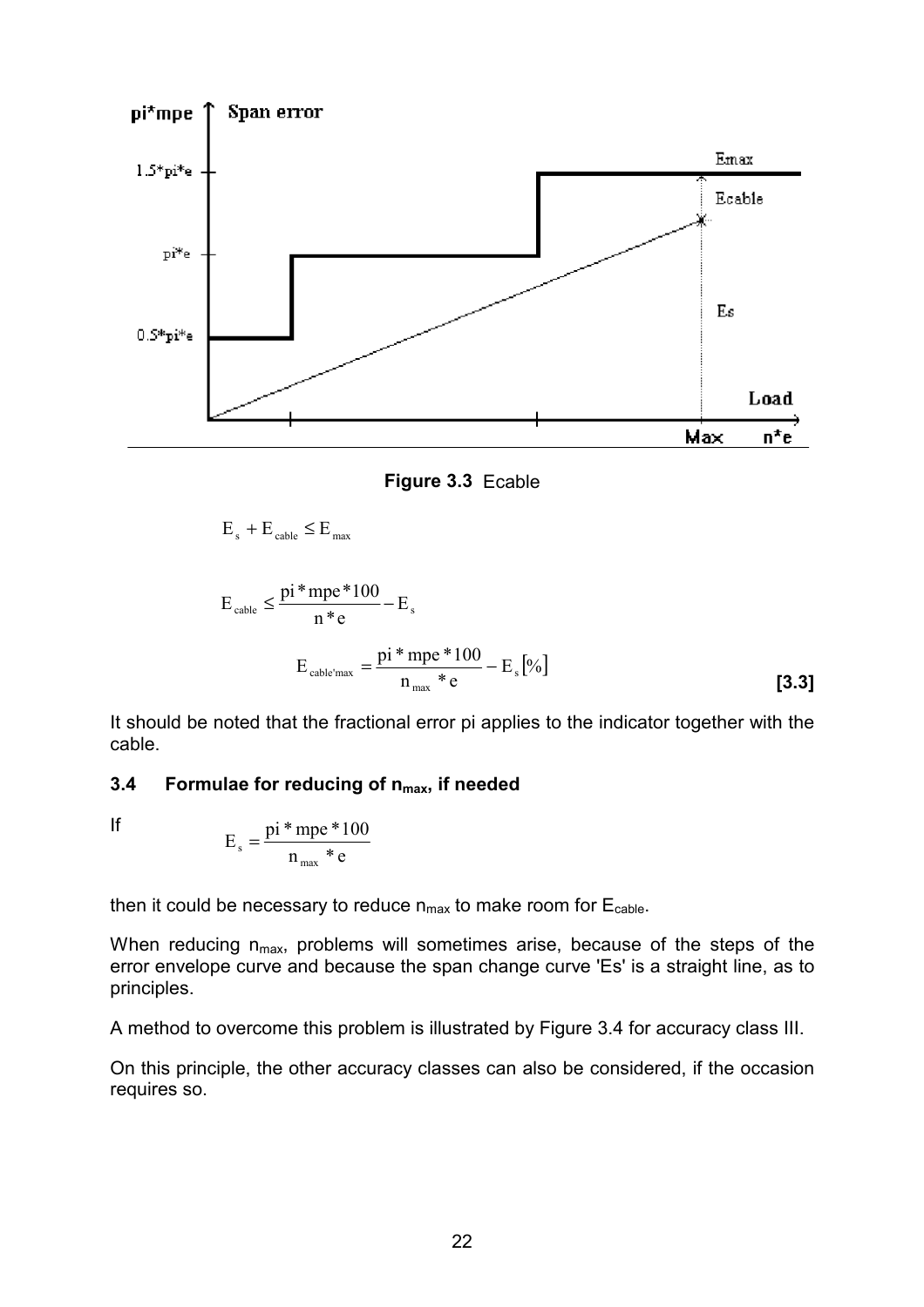**Figure 3.3** Ecable

$$E_s + E_{cable} \leq E_{max}$$

$$E_{cable} \leq \frac{pi * mpe * 100}{n * e} - E_s$$

$$E_{cable'max} = \frac{pi * mpe * 100}{n_{max} * e} - E_s [\%] \quad \textbf{[3.3]}$$

It should be noted that the fractional error pi applies to the indicator together with the cable.

### 3.4 Formulae for reducing of $n_{max}$, if needed

If

$$E_s = \frac{pi * mpe * 100}{n_{max} * e}$$

then it could be necessary to reduce $n_{max}$ to make room for $E_{cable}$.

When reducing $n_{max}$, problems will sometimes arise, because of the steps of the error envelope curve and because the span change curve 'Es' is a straight line, as to principles.

A method to overcome this problem is illustrated by Figure 3.4 for accuracy class III.

On this principle, the other accuracy classes can also be considered, if the occasion requires so.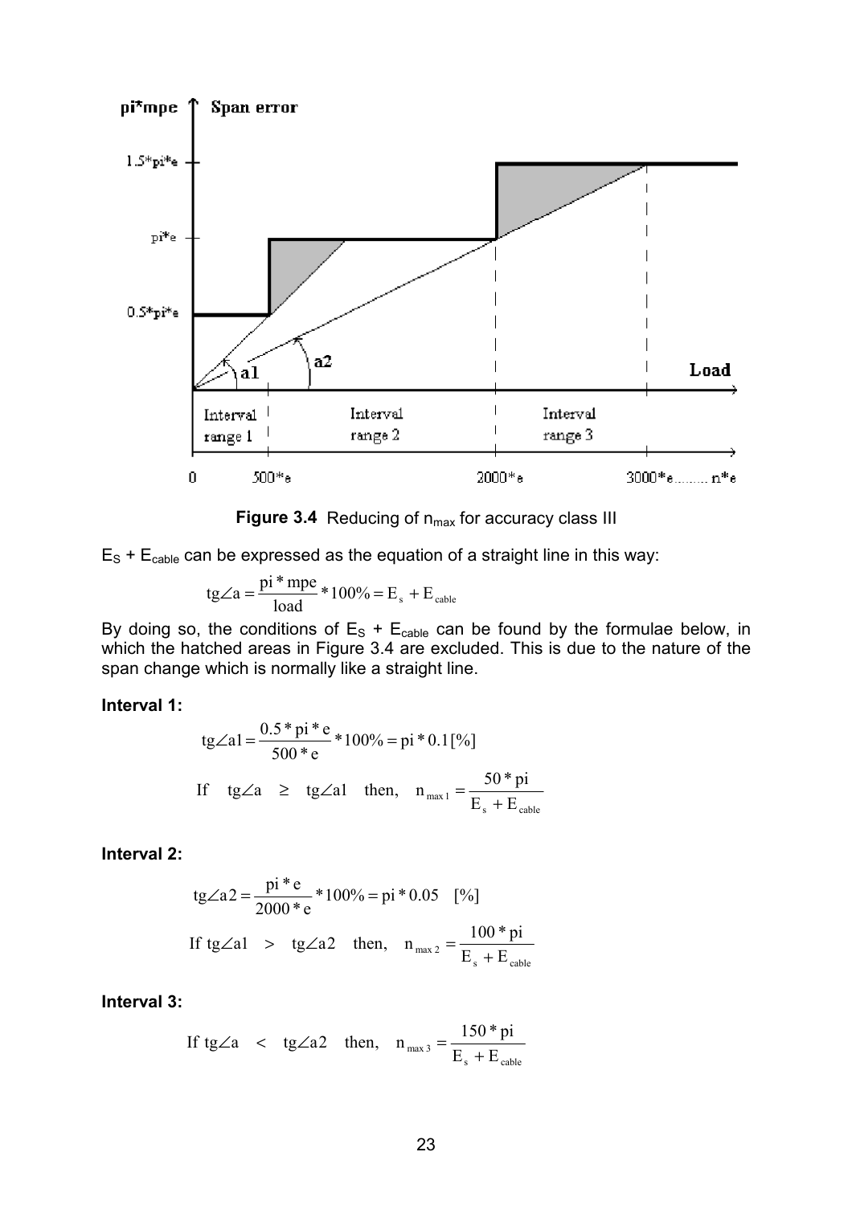**Figure 3.4** Reducing of $n_{max}$ for accuracy class III

$E_S + E_{cable}$ can be expressed as the equation of a straight line in this way:

$$tg\angle a = \frac{pi * mpe}{load} * 100\% = E_s + E_{cable}$$

By doing so, the conditions of $E_S + E_{cable}$ can be found by the formulae below, in which the hatched areas in Figure 3.4 are excluded. This is due to the nature of the span change which is normally like a straight line.

**Interval 1:**

$$tg\angle a1 = \frac{0.5 * pi * e}{500 * e} * 100\% = pi * 0.1 [\%]$$

$$\text{If} \quad tg\angle a \geq tg\angle a1 \quad \text{then,} \quad n_{max1} = \frac{50 * pi}{E_s + E_{cable}}$$

**Interval 2:**

$$tg\angle a2 = \frac{pi * e}{2000 * e} * 100\% = pi * 0.05 \quad [\%]$$

$$\text{If } tg\angle a1 > tg\angle a2 \quad \text{then,} \quad n_{max2} = \frac{100 * pi}{E_s + E_{cable}}$$

**Interval 3:**

$$\text{If } tg\angle a < tg\angle a2 \quad \text{then,} \quad n_{max3} = \frac{150 * pi}{E_s + E_{cable}}$$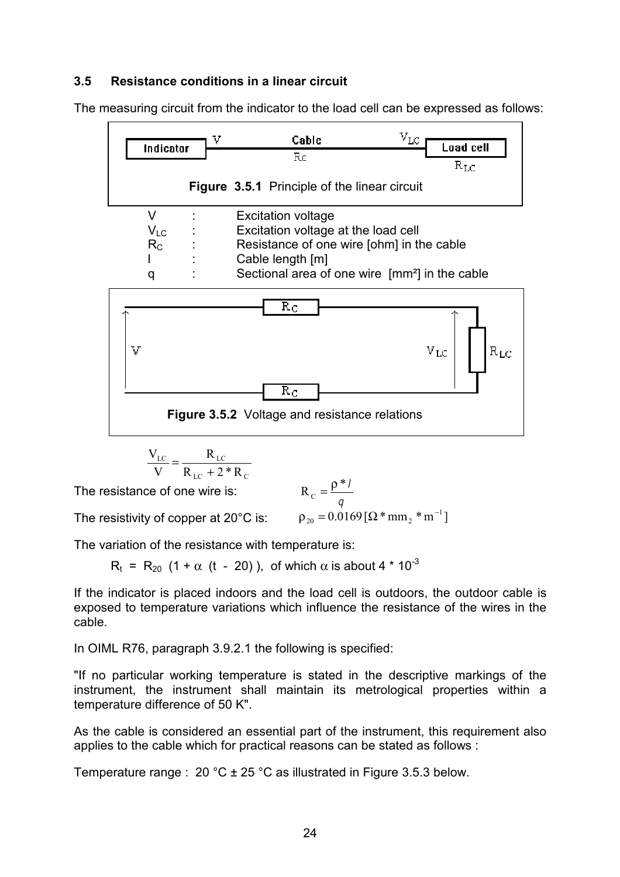### 3.5 Resistance conditions in a linear circuit

The measuring circuit from the indicator to the load cell can be expressed as follows:

**Figure 3.5.1** Principle of the linear circuit

| | | |
|---|---|---|
| $V$ | : | Excitation voltage |
| $V_{LC}$ | : | Excitation voltage at the load cell |
| $R_C$ | : | Resistance of one wire [ohm] in the cable |
| $l$ | : | Cable length [m] |
| $q$ | : | Sectional area of one wire [mm²] in the cable |

**Figure 3.5.2** Voltage and resistance relations

$$\frac{V_{LC}}{V} = \frac{R_{LC}}{R_{LC} + 2 * R_C}$$

The resistance of one wire is: $R_C = \frac{\rho * l}{q}$

The resistivity of copper at 20°C is: $\rho_{20} = 0.0169\,[\Omega * mm_2 * m^{-1}]$

The variation of the resistance with temperature is:

$R_t = R_{20}\ (1 + \alpha\ (t - 20))$, of which $\alpha$ is about $4 * 10^{-3}$

If the indicator is placed indoors and the load cell is outdoors, the outdoor cable is exposed to temperature variations which influence the resistance of the wires in the cable.

In OIML R76, paragraph 3.9.2.1 the following is specified:

"If no particular working temperature is stated in the descriptive markings of the instrument, the instrument shall maintain its metrological properties within a temperature difference of 50 K".

As the cable is considered an essential part of the instrument, this requirement also applies to the cable which for practical reasons can be stated as follows :

Temperature range : 20 °C ± 25 °C as illustrated in Figure 3.5.3 below.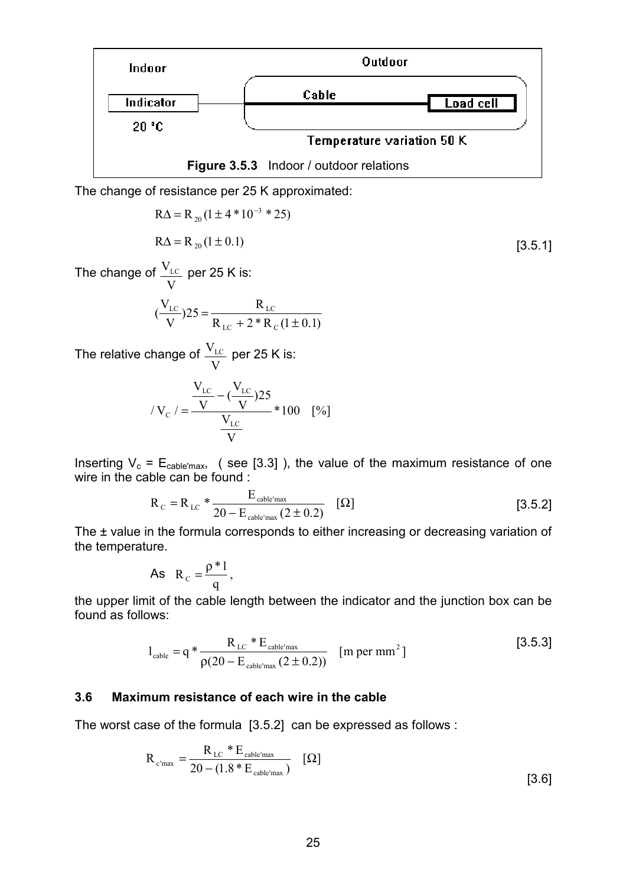| Indoor | Outdoor |
|---|---|
| Indicator | Cable — Load cell |
| 20 °C | Temperature variation 50 K |

**Figure 3.5.3** Indoor / outdoor relations

The change of resistance per 25 K approximated:

$$R\Delta = R_{20}(1 \pm 4 * 10^{-3} * 25)$$

$$R\Delta = R_{20}(1 \pm 0.1) \qquad [3.5.1]$$

The change of $\frac{V_{LC}}{V}$ per 25 K is:

$$(\frac{V_{LC}}{V})25 = \frac{R_{LC}}{R_{LC} + 2 * R_C(1 \pm 0.1)}$$

The relative change of $\frac{V_{LC}}{V}$ per 25 K is:

$$/V_C/ = \frac{\frac{V_{LC}}{V} - (\frac{V_{LC}}{V})25}{\frac{V_{LC}}{V}} * 100 \quad [\%]$$

Inserting $V_c = E_{cable'max}$, ( see [3.3] ), the value of the maximum resistance of one wire in the cable can be found :

$$R_C = R_{LC} * \frac{E_{cable'max}}{20 - E_{cable'max}(2 \pm 0.2)} \quad [\Omega] \qquad [3.5.2]$$

The ± value in the formula corresponds to either increasing or decreasing variation of the temperature.

As $R_C = \frac{\rho * l}{q}$,

the upper limit of the cable length between the indicator and the junction box can be found as follows:

$$l_{cable} = q * \frac{R_{LC} * E_{cable'max}}{\rho(20 - E_{cable'max}(2 \pm 0.2))} \quad [\text{m per mm}^2] \qquad [3.5.3]$$

### 3.6 Maximum resistance of each wire in the cable

The worst case of the formula [3.5.2] can be expressed as follows :

$$R_{c'max} = \frac{R_{LC} * E_{cable'max}}{20 - (1.8 * E_{cable'max})} \quad [\Omega] \qquad [3.6]$$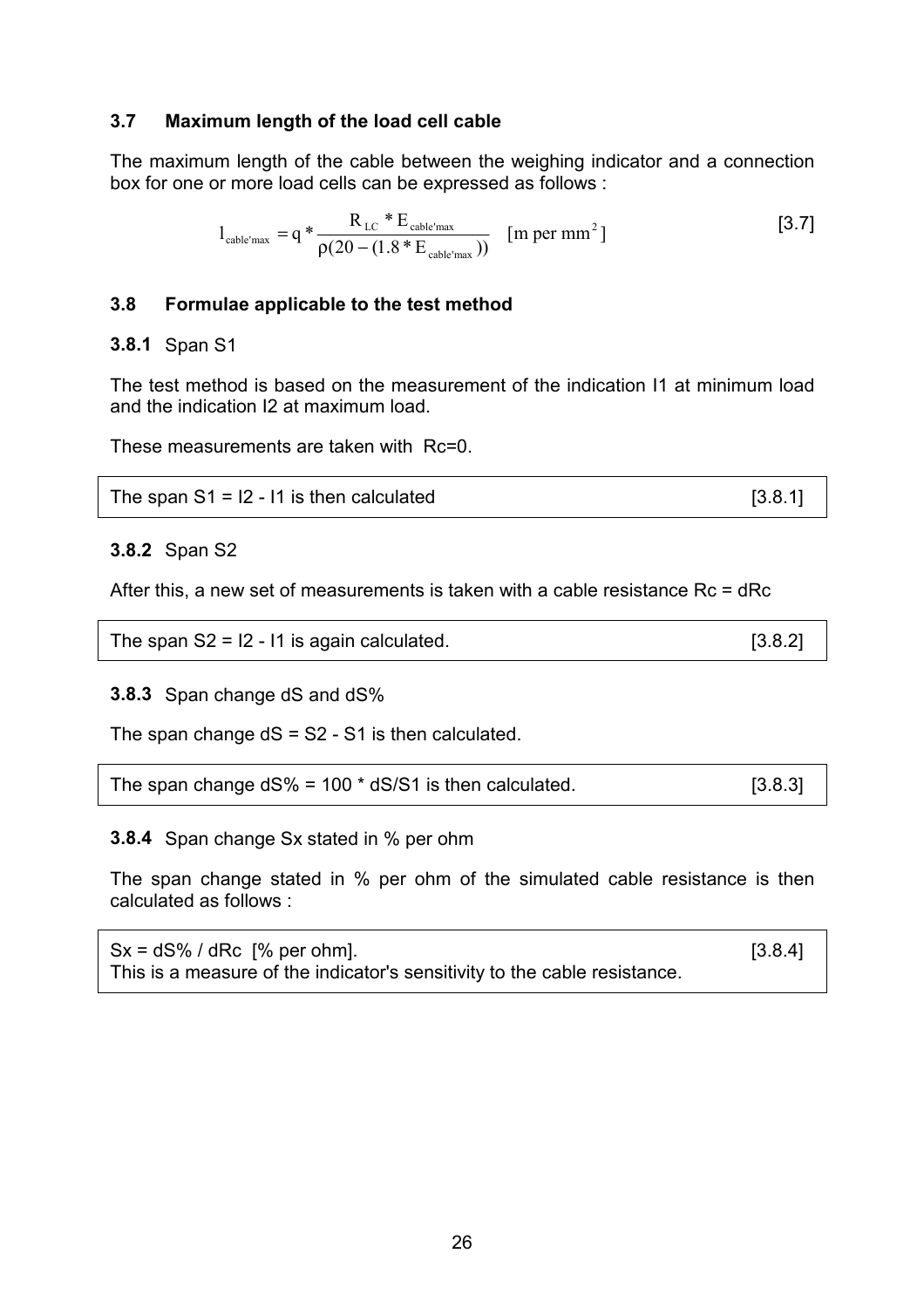### 3.7 Maximum length of the load cell cable

The maximum length of the cable between the weighing indicator and a connection box for one or more load cells can be expressed as follows :

$$l_{cable'max} = q * \frac{R_{LC} * E_{cable'max}}{\rho(20 - (1.8 * E_{cable'max}))} \quad [\text{m per mm}^2] \qquad [3.7]$$

### 3.8 Formulae applicable to the test method

#### 3.8.1 Span S1

The test method is based on the measurement of the indication I1 at minimum load and the indication I2 at maximum load.

These measurements are taken with Rc=0.

| The span S1 = I2 - I1 is then calculated | [3.8.1] |
|---|---|

#### 3.8.2 Span S2

After this, a new set of measurements is taken with a cable resistance Rc = dRc

| The span S2 = I2 - I1 is again calculated. | [3.8.2] |
|---|---|

#### 3.8.3 Span change dS and dS%

The span change dS = S2 - S1 is then calculated.

| The span change dS% = 100 * dS/S1 is then calculated. | [3.8.3] |
|---|---|

#### 3.8.4 Span change Sx stated in % per ohm

The span change stated in % per ohm of the simulated cable resistance is then calculated as follows :

| Sx = dS% / dRc [% per ohm].<br>This is a measure of the indicator's sensitivity to the cable resistance. | [3.8.4] |
|---|---|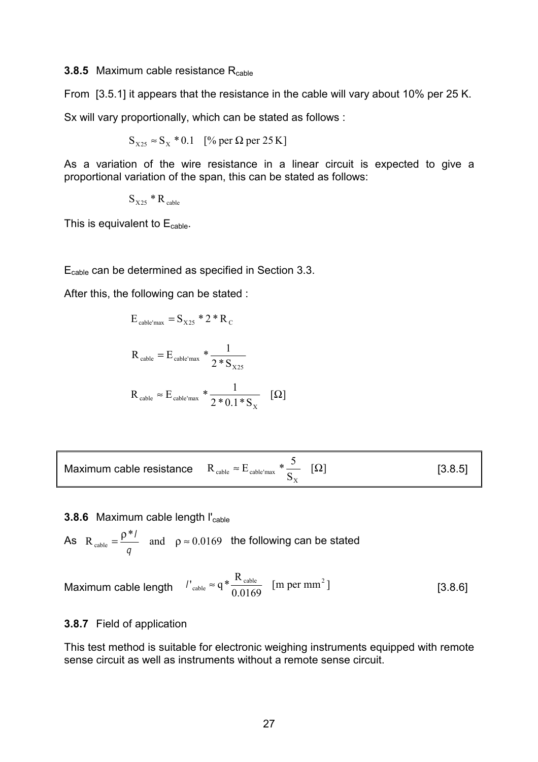**3.8.5** Maximum cable resistance $R_{cable}$

From [3.5.1] it appears that the resistance in the cable will vary about 10% per 25 K.

Sx will vary proportionally, which can be stated as follows :

$$S_{X25} \approx S_X * 0.1 \quad [\% \text{ per } \Omega \text{ per } 25\,\text{K}]$$

As a variation of the wire resistance in a linear circuit is expected to give a proportional variation of the span, this can be stated as follows:

$$S_{X25} * R_{cable}$$

This is equivalent to $E_{cable}$.

$E_{cable}$ can be determined as specified in Section 3.3.

After this, the following can be stated :

$$E_{cable'max} = S_{X25} * 2 * R_C$$

$$R_{cable} = E_{cable'max} * \frac{1}{2 * S_{X25}}$$

$$R_{cable} \approx E_{cable'max} * \frac{1}{2 * 0.1 * S_X} \quad [\Omega]$$

| Maximum cable resistance | $R_{cable} \approx E_{cable'max} * \frac{5}{S_X} \quad [\Omega]$ | [3.8.5] |
|---|---|---|

**3.8.6** Maximum cable length $l'_{cable}$

As $R_{cable} = \frac{\rho * l}{q}$ and $\rho \approx 0.0169$ the following can be stated

Maximum cable length $l'_{cable} \approx q * \frac{R_{cable}}{0.0169} \quad [\text{m per mm}^2]$ [3.8.6]

**3.8.7** Field of application

This test method is suitable for electronic weighing instruments equipped with remote sense circuit as well as instruments without a remote sense circuit.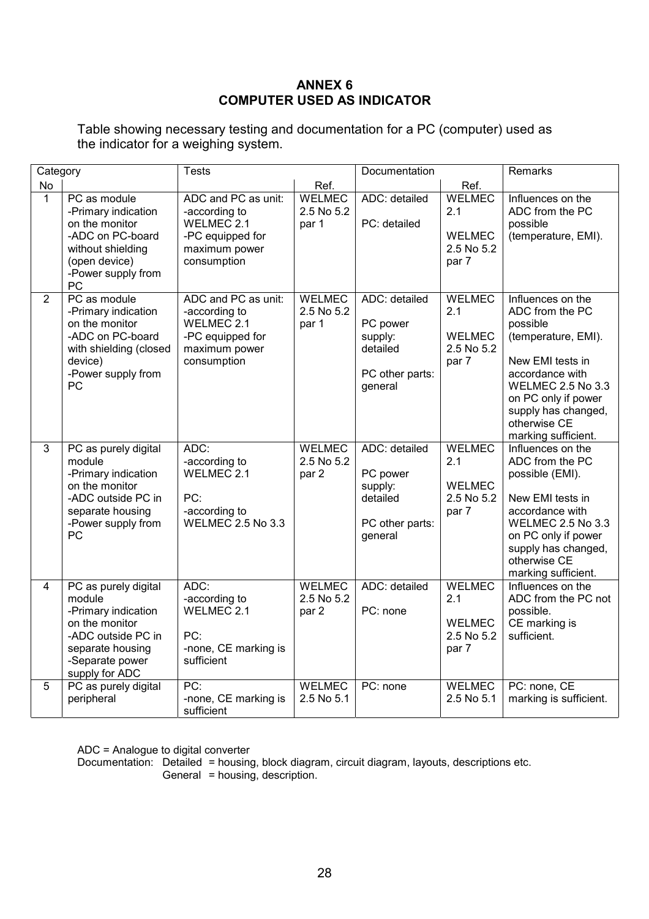# ANNEX 6
# COMPUTER USED AS INDICATOR

Table showing necessary testing and documentation for a PC (computer) used as the indicator for a weighing system.

| Category | | Tests | | Documentation | | Remarks |
|---|---|---|---|---|---|---|
| No | | | Ref. | | Ref. | |
| 1 | PC as module<br>-Primary indication on the monitor<br>-ADC on PC-board without shielding (open device)<br>-Power supply from PC | ADC and PC as unit:<br>-according to WELMEC 2.1<br>-PC equipped for maximum power consumption | WELMEC 2.5 No 5.2 par 1 | ADC: detailed<br><br>PC: detailed | WELMEC 2.1<br><br>WELMEC 2.5 No 5.2 par 7 | Influences on the ADC from the PC possible (temperature, EMI). |
| 2 | PC as module<br>-Primary indication on the monitor<br>-ADC on PC-board with shielding (closed device)<br>-Power supply from PC | ADC and PC as unit:<br>-according to WELMEC 2.1<br>-PC equipped for maximum power consumption | WELMEC 2.5 No 5.2 par 1 | ADC: detailed<br><br>PC power supply: detailed<br><br>PC other parts: general | WELMEC 2.1<br><br>WELMEC 2.5 No 5.2 par 7 | Influences on the ADC from the PC possible (temperature, EMI).<br><br>New EMI tests in accordance with WELMEC 2.5 No 3.3 on PC only if power supply has changed, otherwise CE marking sufficient. |
| 3 | PC as purely digital module<br>-Primary indication on the monitor<br>-ADC outside PC in separate housing<br>-Power supply from PC | ADC:<br>-according to WELMEC 2.1<br><br>PC:<br>-according to WELMEC 2.5 No 3.3 | WELMEC 2.5 No 5.2 par 2 | ADC: detailed<br><br>PC power supply: detailed<br><br>PC other parts: general | WELMEC 2.1<br><br>WELMEC 2.5 No 5.2 par 7 | Influences on the ADC from the PC possible (EMI).<br><br>New EMI tests in accordance with WELMEC 2.5 No 3.3 on PC only if power supply has changed, otherwise CE marking sufficient. |
| 4 | PC as purely digital module<br>-Primary indication on the monitor<br>-ADC outside PC in separate housing<br>-Separate power supply for ADC | ADC:<br>-according to WELMEC 2.1<br><br>PC:<br>-none, CE marking is sufficient | WELMEC 2.5 No 5.2 par 2 | ADC: detailed<br><br>PC: none | WELMEC 2.1<br><br>WELMEC 2.5 No 5.2 par 7 | Influences on the ADC from the PC not possible.<br>CE marking is sufficient. |
| 5 | PC as purely digital peripheral | PC:<br>-none, CE marking is sufficient | WELMEC 2.5 No 5.1 | PC: none | WELMEC 2.5 No 5.1 | PC: none, CE marking is sufficient. |

ADC = Analogue to digital converter
Documentation: Detailed = housing, block diagram, circuit diagram, layouts, descriptions etc.
General = housing, description.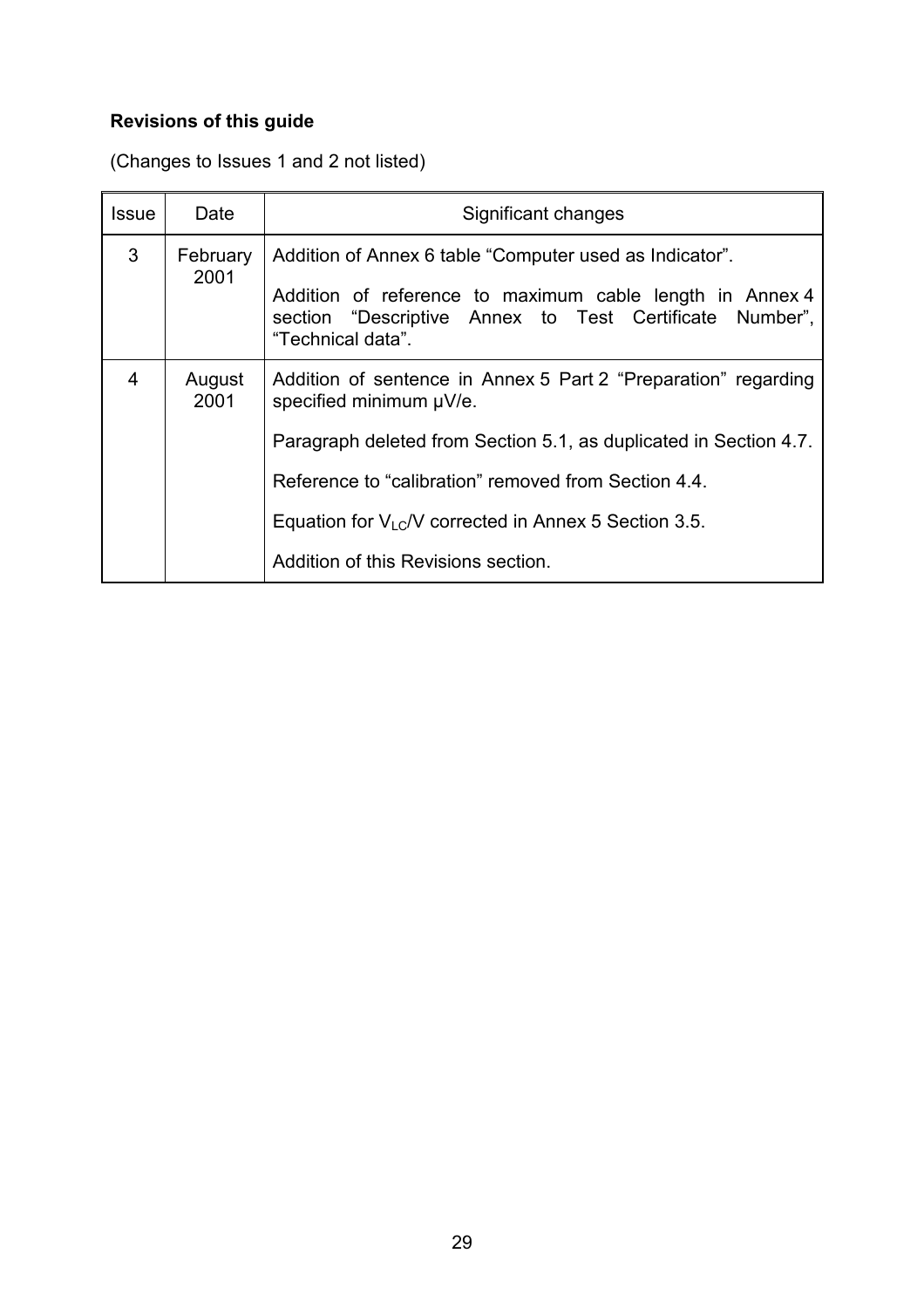**Revisions of this guide**

(Changes to Issues 1 and 2 not listed)

| Issue | Date | Significant changes |
|---|---|---|
| 3 | February 2001 | Addition of Annex 6 table “Computer used as Indicator”.<br><br>Addition of reference to maximum cable length in Annex 4 section “Descriptive Annex to Test Certificate Number”, “Technical data”. |
| 4 | August 2001 | Addition of sentence in Annex 5 Part 2 “Preparation” regarding specified minimum μV/e.<br><br>Paragraph deleted from Section 5.1, as duplicated in Section 4.7.<br><br>Reference to “calibration” removed from Section 4.4.<br><br>Equation for $V_{LC}/V$ corrected in Annex 5 Section 3.5.<br><br>Addition of this Revisions section. |